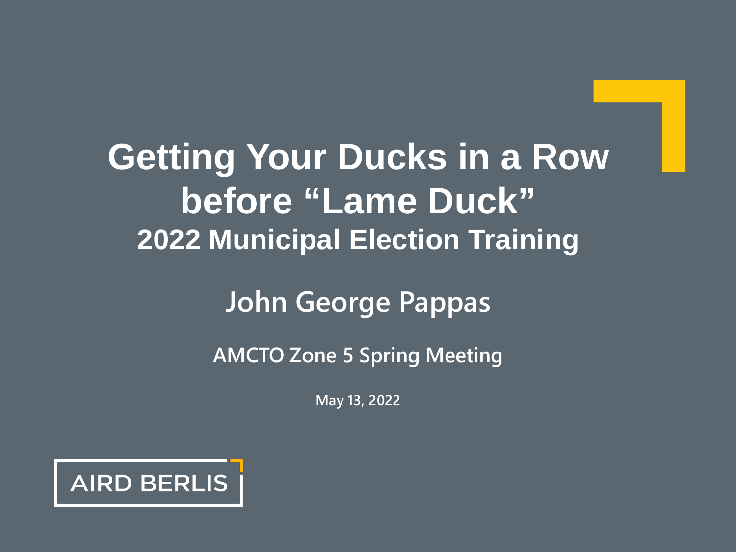# Getting Your Ducks in a Row before "Lame Duck"

## 2022 Municipal Election Training

**John George Pappas**

**AMCTO Zone 5 Spring Meeting**

**May 13, 2022**

AIRD BERLIS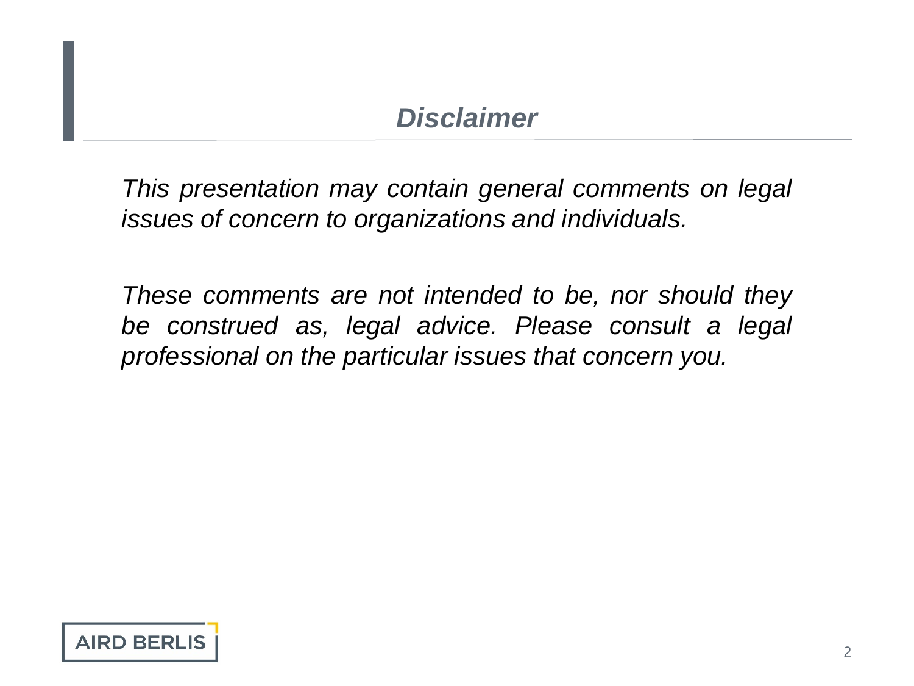## *Disclaimer*

*This presentation may contain general comments on legal issues of concern to organizations and individuals.*

*These comments are not intended to be, nor should they be construed as, legal advice. Please consult a legal professional on the particular issues that concern you.*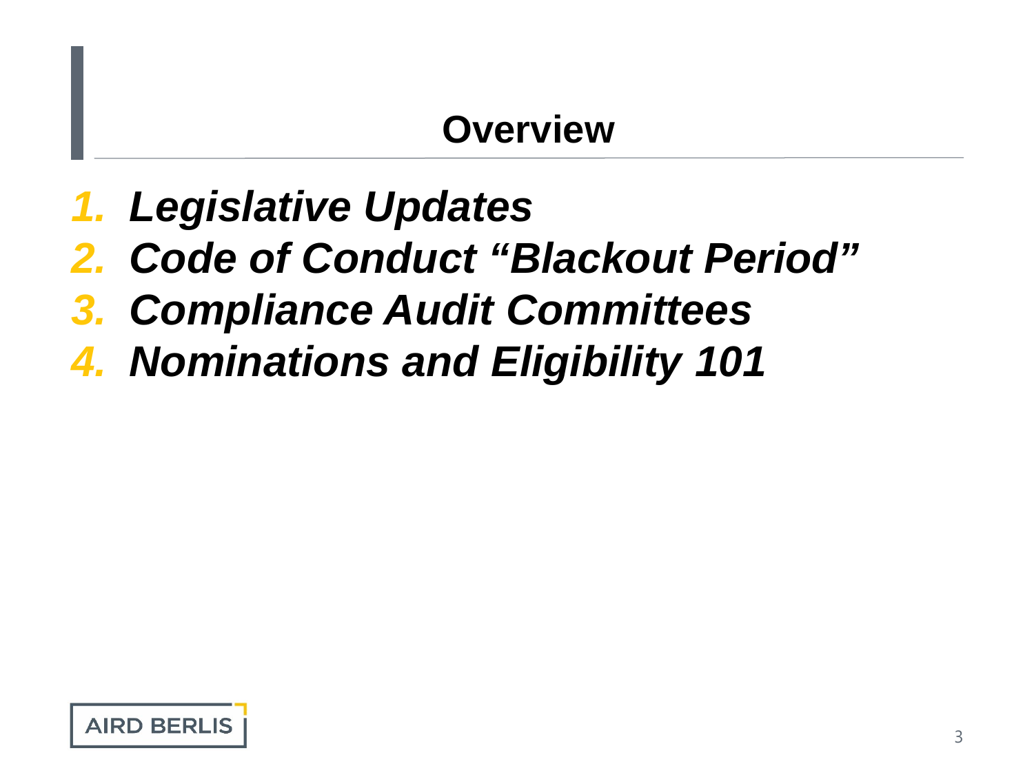# Overview

1. ***Legislative Updates***
2. ***Code of Conduct "Blackout Period"***
3. ***Compliance Audit Committees***
4. ***Nominations and Eligibility 101***

AIRD BERLIS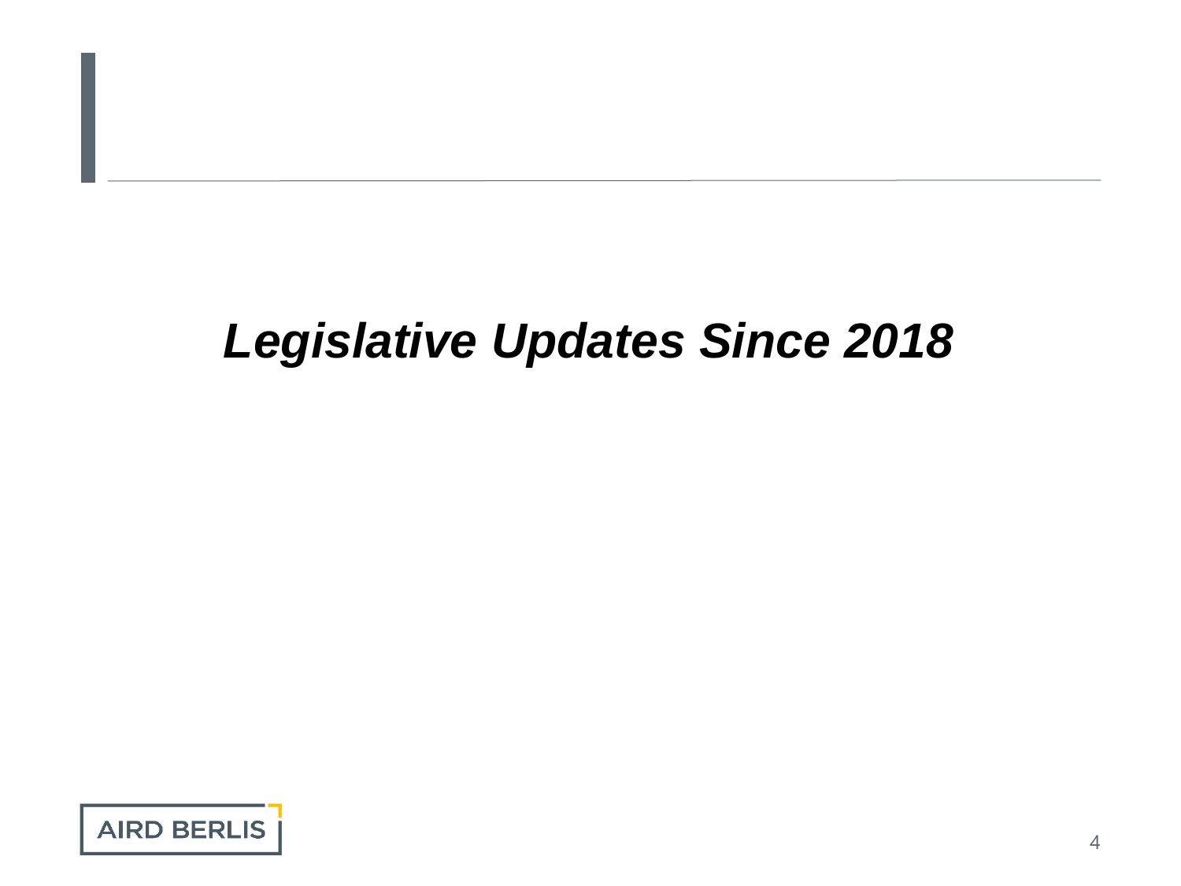# *Legislative Updates Since 2018*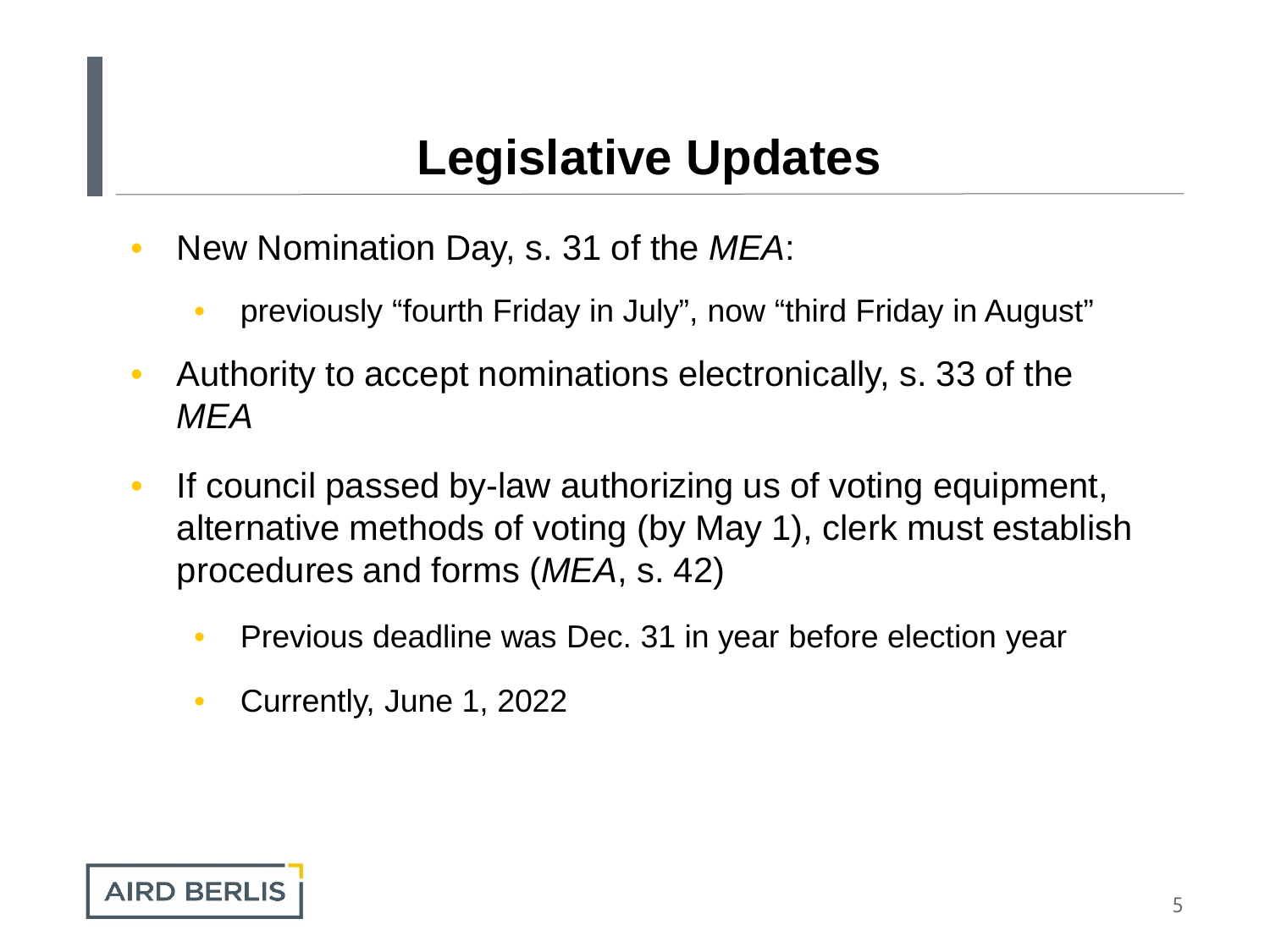# Legislative Updates

- New Nomination Day, s. 31 of the *MEA*:
  - previously "fourth Friday in July", now "third Friday in August"
- Authority to accept nominations electronically, s. 33 of the *MEA*
- If council passed by-law authorizing us of voting equipment, alternative methods of voting (by May 1), clerk must establish procedures and forms (*MEA*, s. 42)
  - Previous deadline was Dec. 31 in year before election year
  - Currently, June 1, 2022

AIRD BERLIS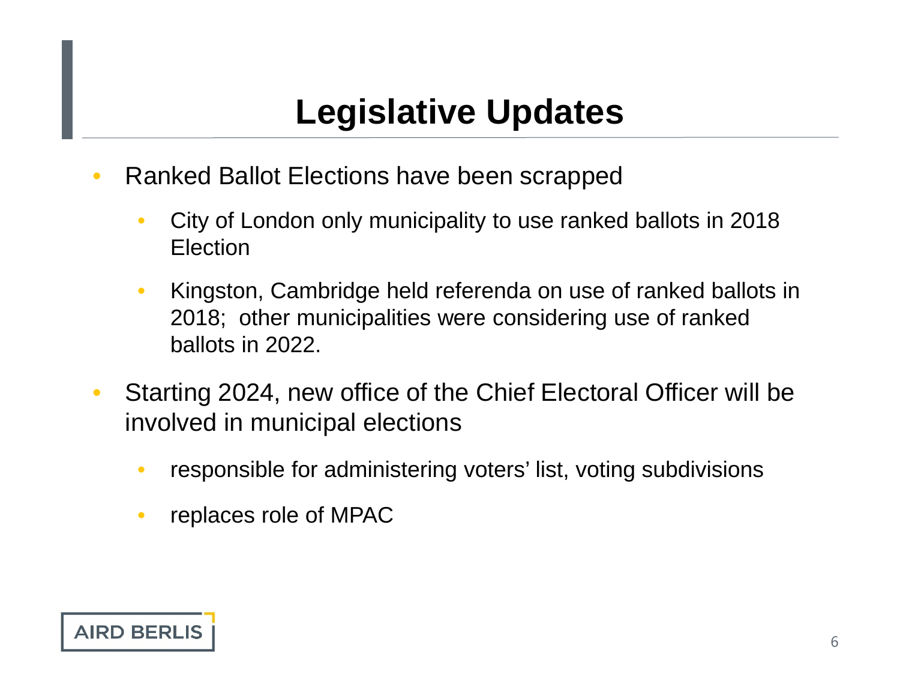# Legislative Updates

- Ranked Ballot Elections have been scrapped
  - City of London only municipality to use ranked ballots in 2018 Election
  - Kingston, Cambridge held referenda on use of ranked ballots in 2018; other municipalities were considering use of ranked ballots in 2022.
- Starting 2024, new office of the Chief Electoral Officer will be involved in municipal elections
  - responsible for administering voters' list, voting subdivisions
  - replaces role of MPAC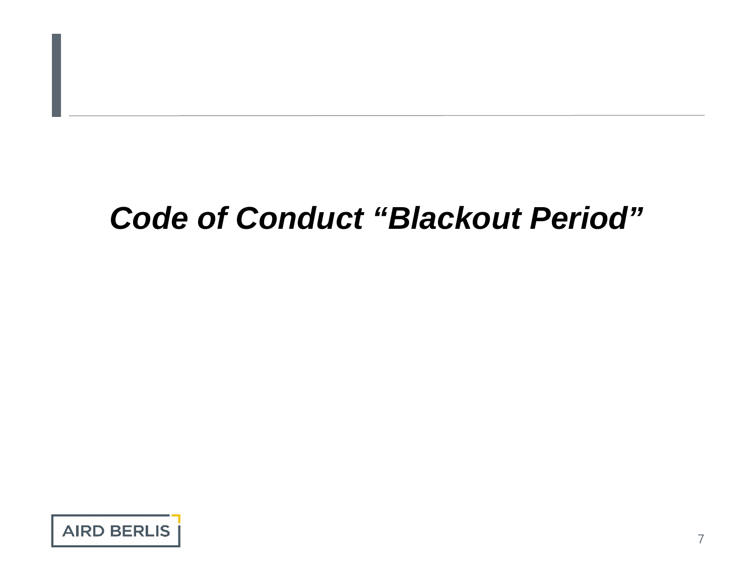# ***Code of Conduct “Blackout Period”***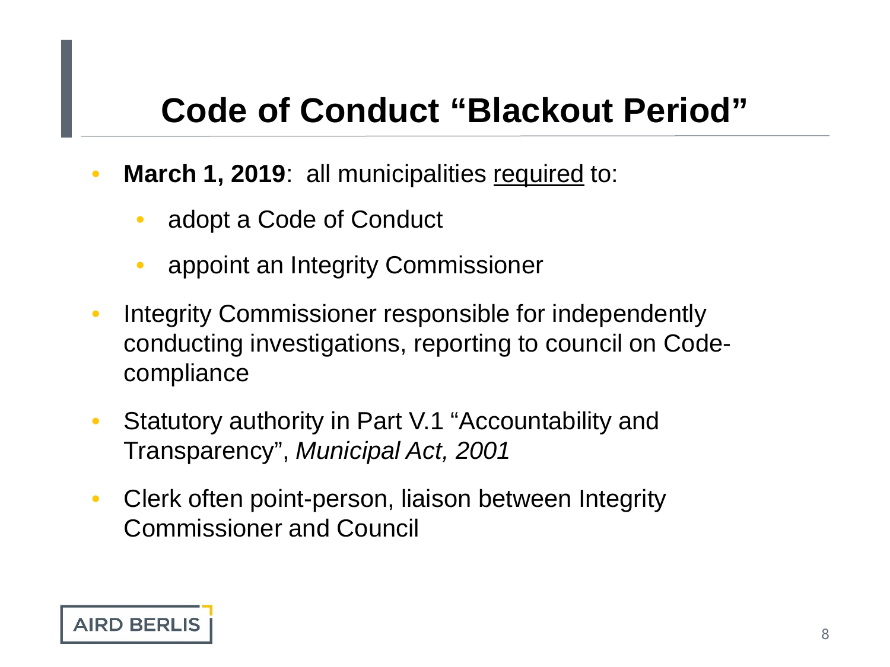# Code of Conduct "Blackout Period"

- **March 1, 2019**: all municipalities <u>required</u> to:
  - adopt a Code of Conduct
  - appoint an Integrity Commissioner
- Integrity Commissioner responsible for independently conducting investigations, reporting to council on Code-compliance
- Statutory authority in Part V.1 "Accountability and Transparency", *Municipal Act, 2001*
- Clerk often point-person, liaison between Integrity Commissioner and Council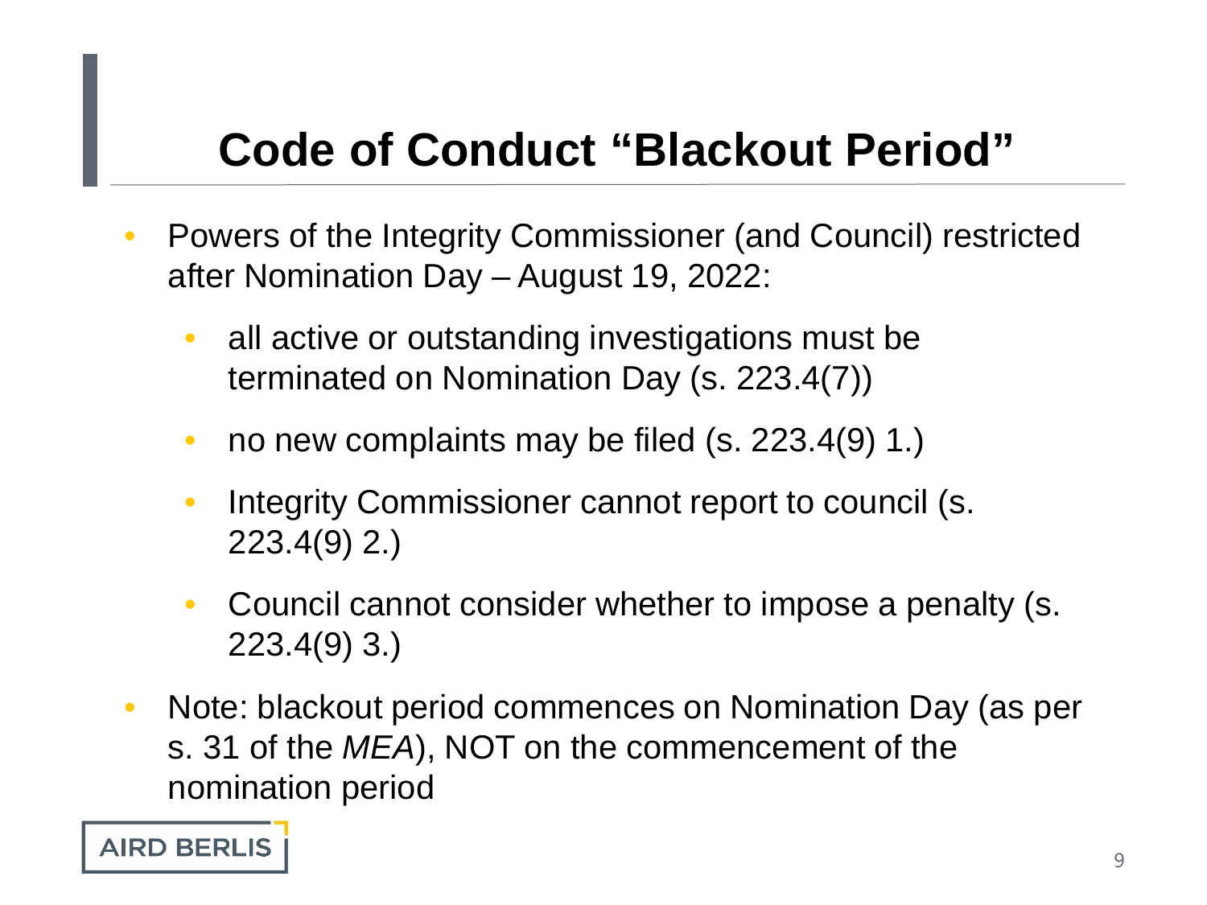# Code of Conduct "Blackout Period"

- Powers of the Integrity Commissioner (and Council) restricted after Nomination Day – August 19, 2022:
  - all active or outstanding investigations must be terminated on Nomination Day (s. 223.4(7))
  - no new complaints may be filed (s. 223.4(9) 1.)
  - Integrity Commissioner cannot report to council (s. 223.4(9) 2.)
  - Council cannot consider whether to impose a penalty (s. 223.4(9) 3.)
- Note: blackout period commences on Nomination Day (as per s. 31 of the *MEA*), NOT on the commencement of the nomination period

AIRD BERLIS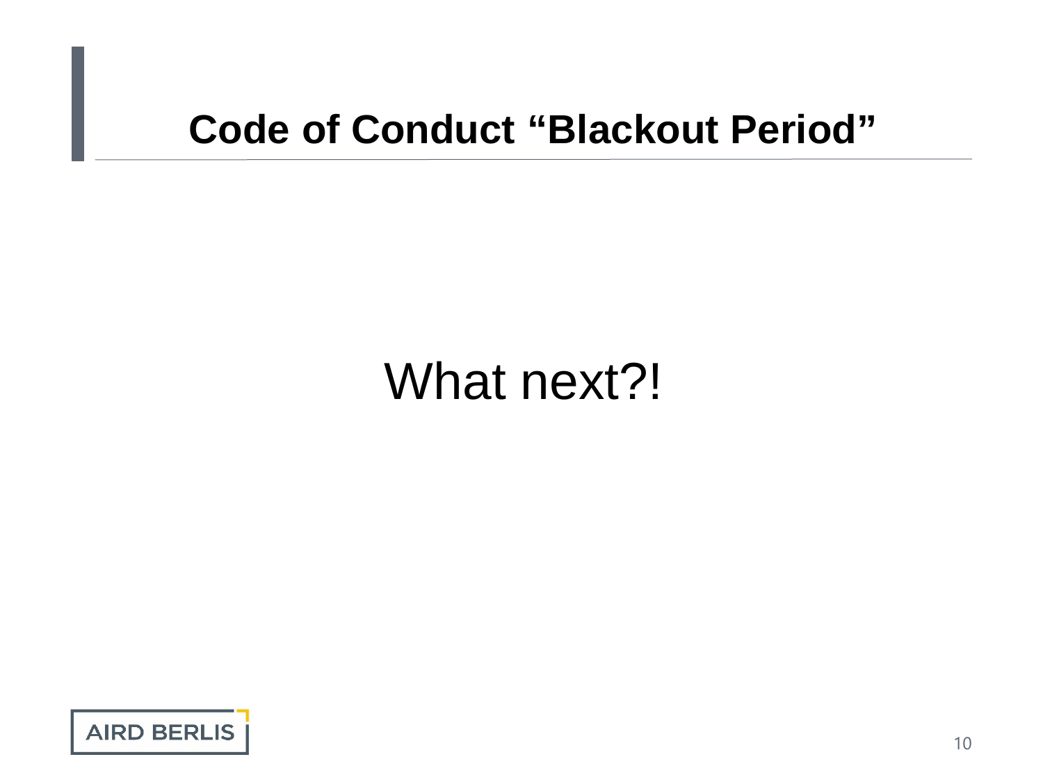# Code of Conduct "Blackout Period"

What next?!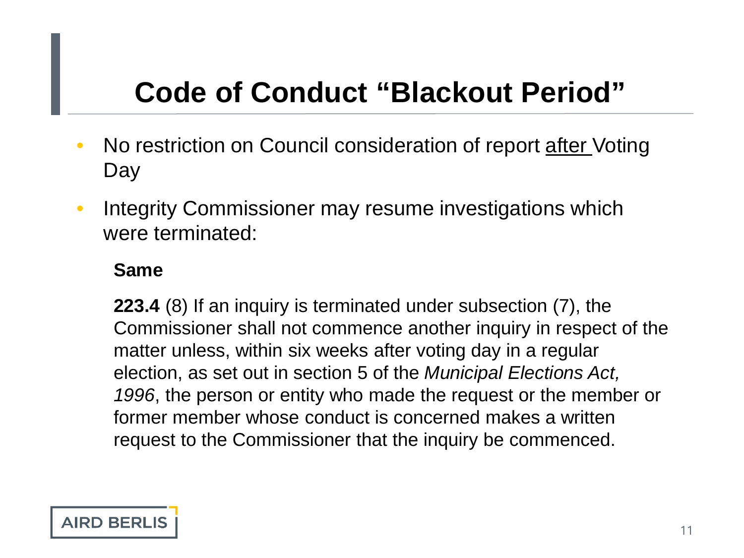# Code of Conduct "Blackout Period"

- No restriction on Council consideration of report <u>after</u> Voting Day
- Integrity Commissioner may resume investigations which were terminated:

**Same**

**223.4** (8) If an inquiry is terminated under subsection (7), the Commissioner shall not commence another inquiry in respect of the matter unless, within six weeks after voting day in a regular election, as set out in section 5 of the *Municipal Elections Act, 1996*, the person or entity who made the request or the member or former member whose conduct is concerned makes a written request to the Commissioner that the inquiry be commenced.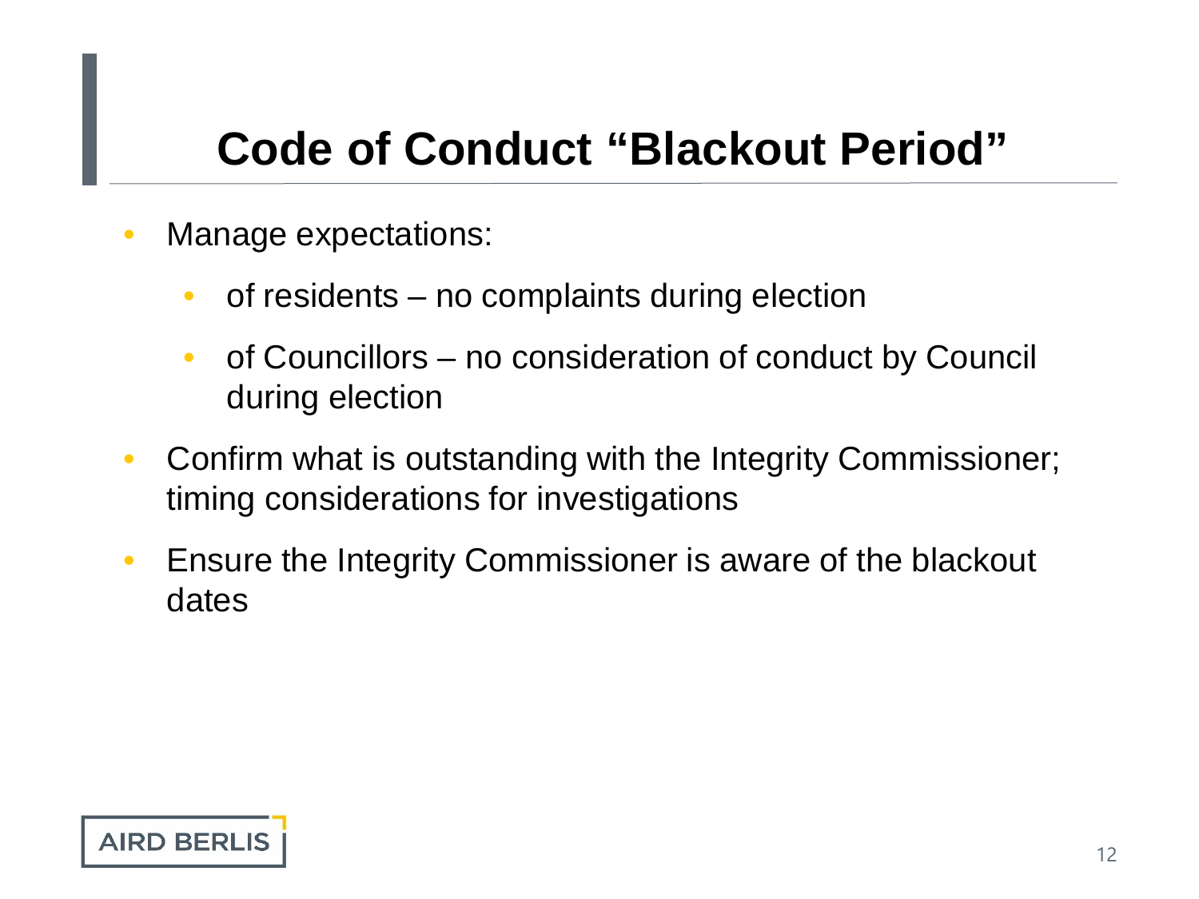# Code of Conduct "Blackout Period"

- Manage expectations:
  - of residents – no complaints during election
  - of Councillors – no consideration of conduct by Council during election
- Confirm what is outstanding with the Integrity Commissioner; timing considerations for investigations
- Ensure the Integrity Commissioner is aware of the blackout dates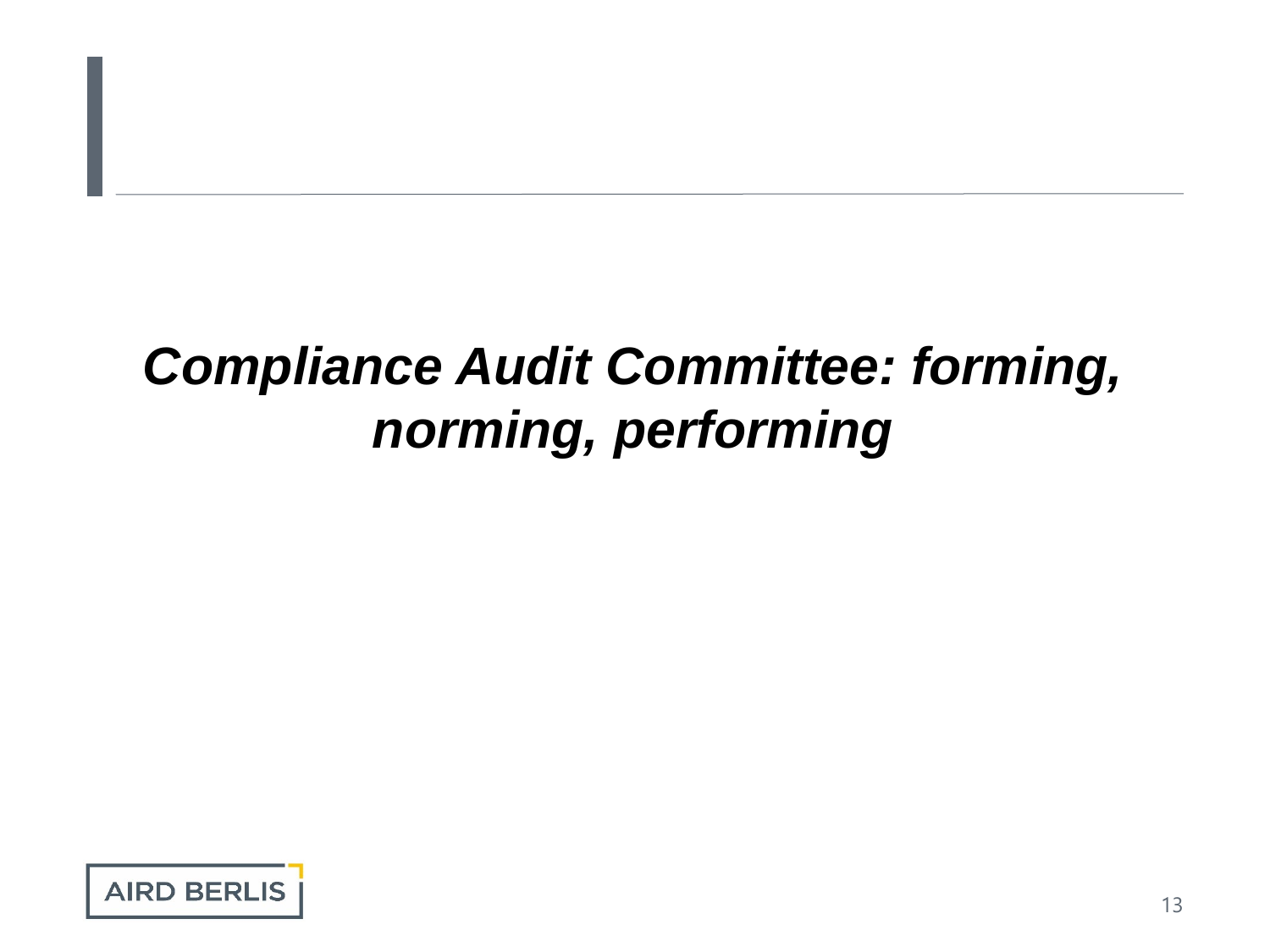***Compliance Audit Committee: forming, norming, performing***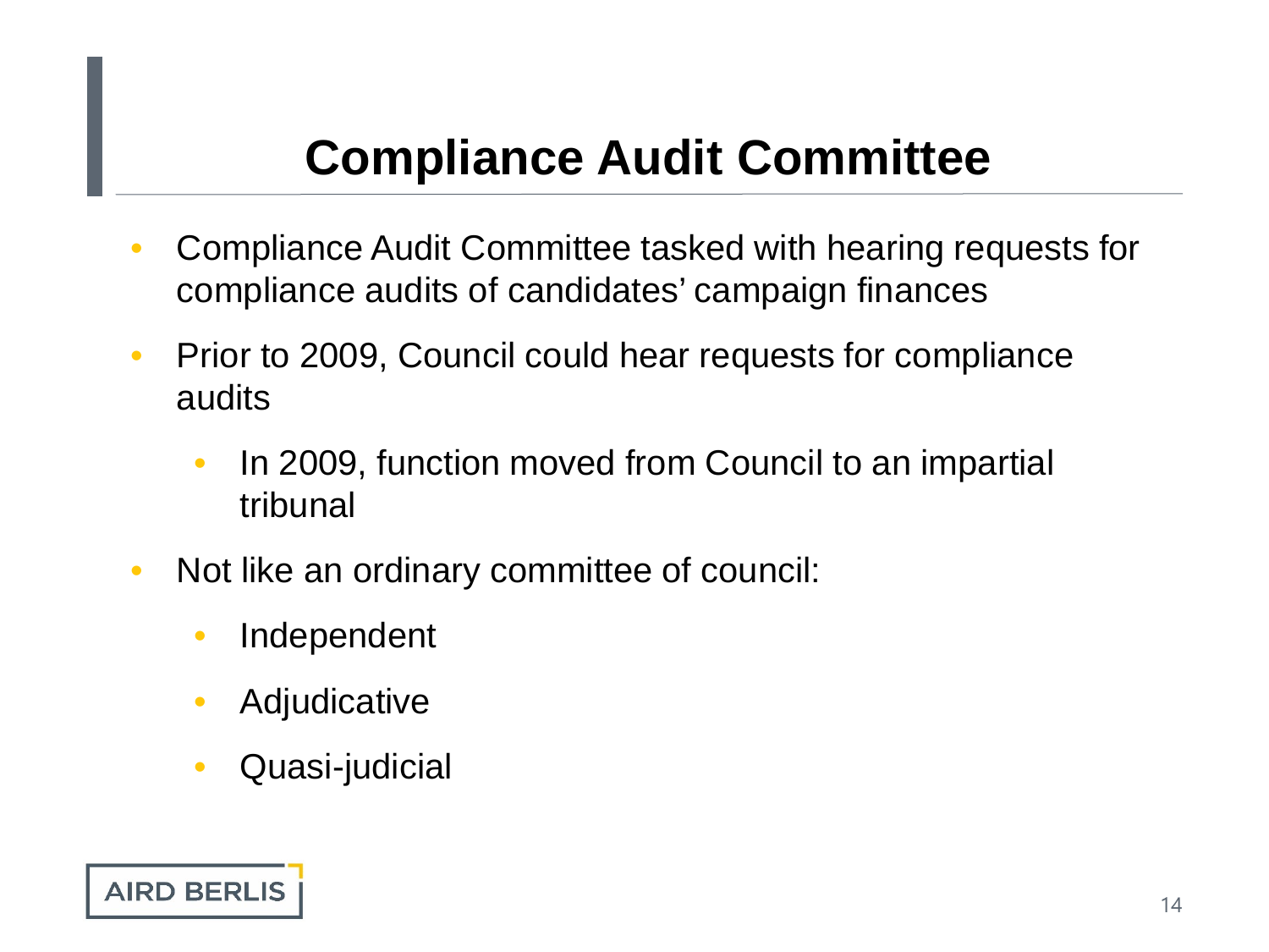# Compliance Audit Committee

- Compliance Audit Committee tasked with hearing requests for compliance audits of candidates' campaign finances
- Prior to 2009, Council could hear requests for compliance audits
  - In 2009, function moved from Council to an impartial tribunal
- Not like an ordinary committee of council:
  - Independent
  - Adjudicative
  - Quasi-judicial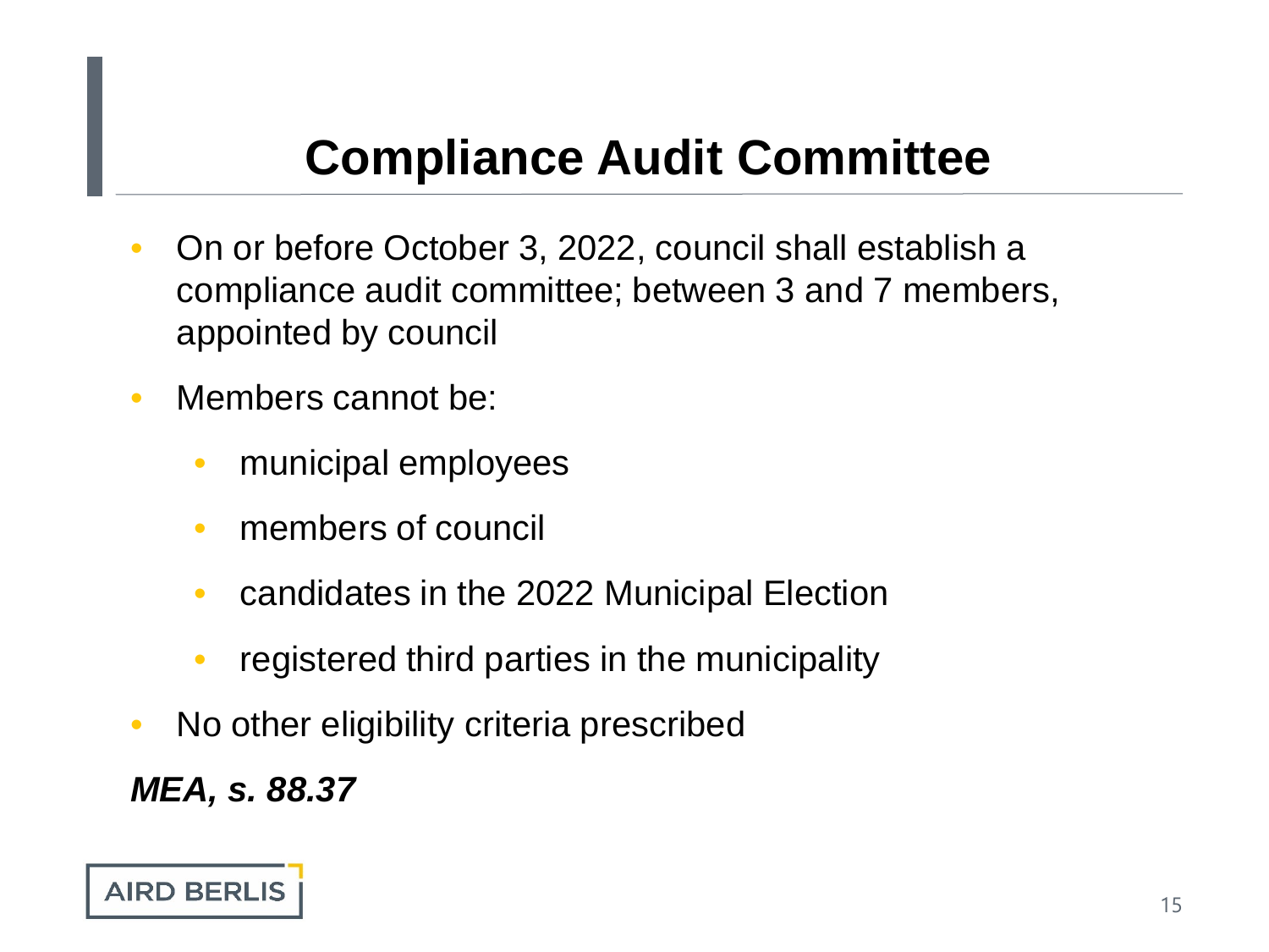# Compliance Audit Committee

- On or before October 3, 2022, council shall establish a compliance audit committee; between 3 and 7 members, appointed by council
- Members cannot be:
  - municipal employees
  - members of council
  - candidates in the 2022 Municipal Election
  - registered third parties in the municipality
- No other eligibility criteria prescribed

***MEA, s. 88.37***

AIRD BERLIS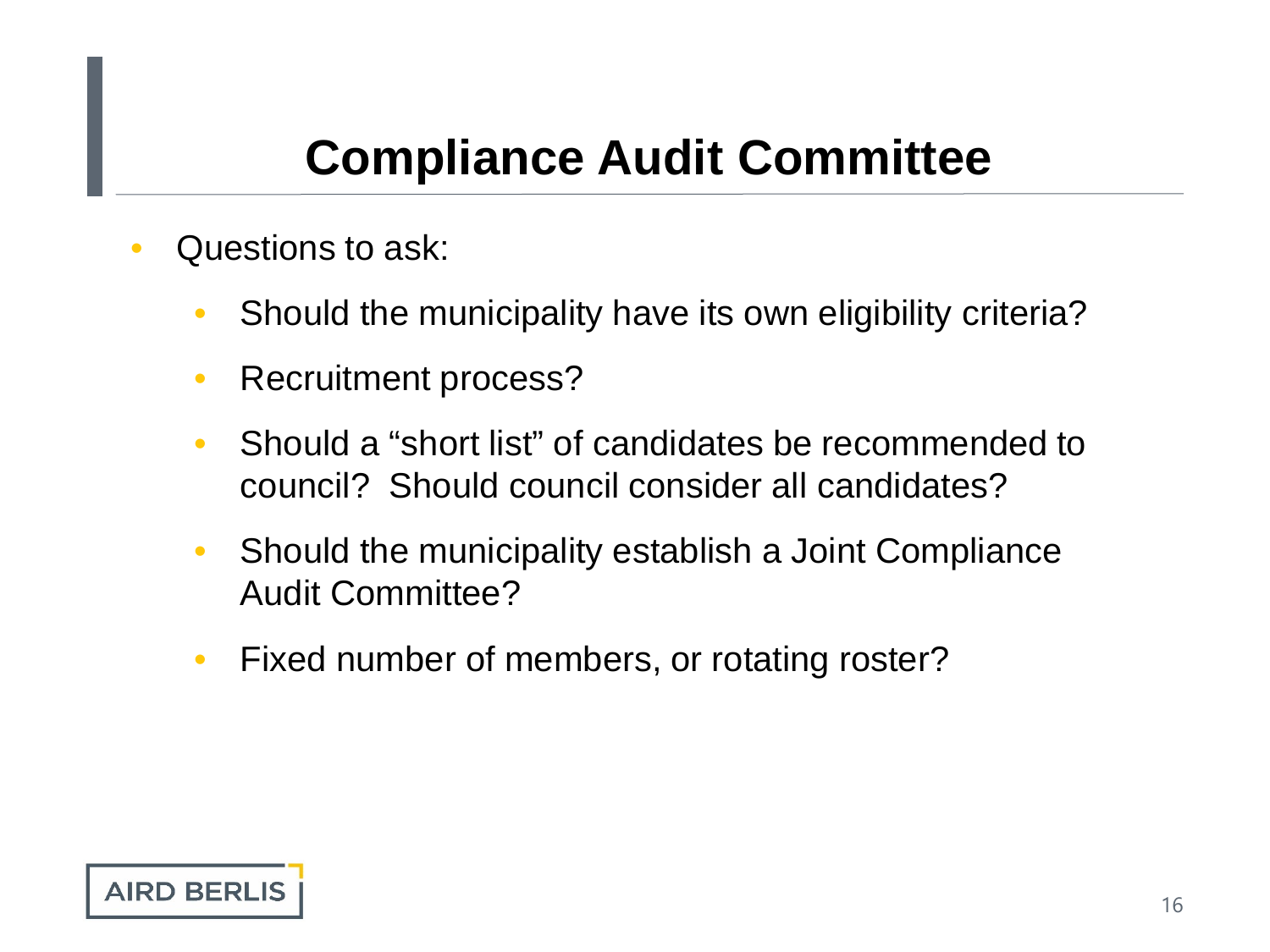# Compliance Audit Committee

- Questions to ask:
  - Should the municipality have its own eligibility criteria?
  - Recruitment process?
  - Should a "short list" of candidates be recommended to council? Should council consider all candidates?
  - Should the municipality establish a Joint Compliance Audit Committee?
  - Fixed number of members, or rotating roster?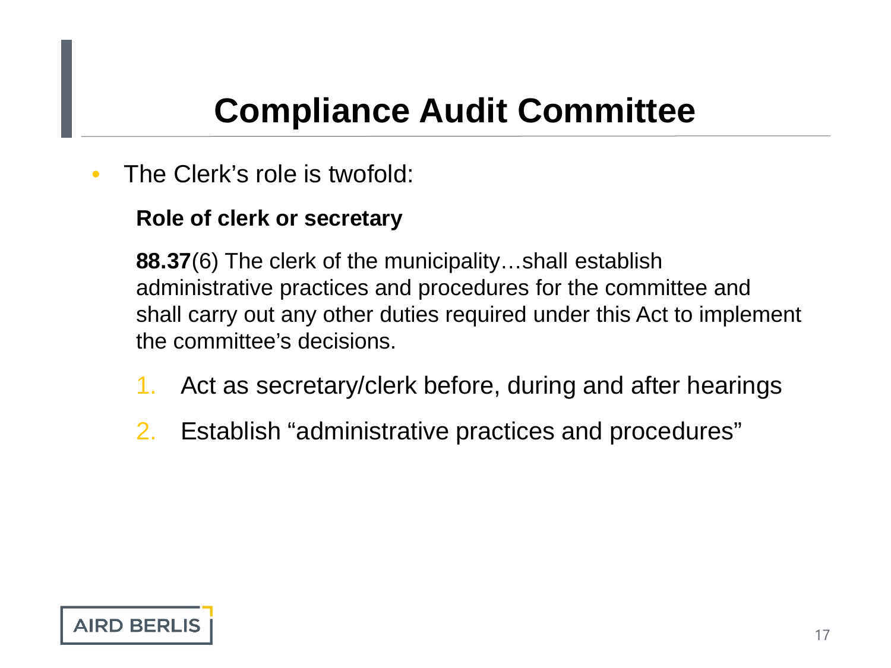# Compliance Audit Committee

- The Clerk's role is twofold:

**Role of clerk or secretary**

**88.37**(6) The clerk of the municipality…shall establish administrative practices and procedures for the committee and shall carry out any other duties required under this Act to implement the committee's decisions.

1. Act as secretary/clerk before, during and after hearings
2. Establish "administrative practices and procedures"

AIRD BERLIS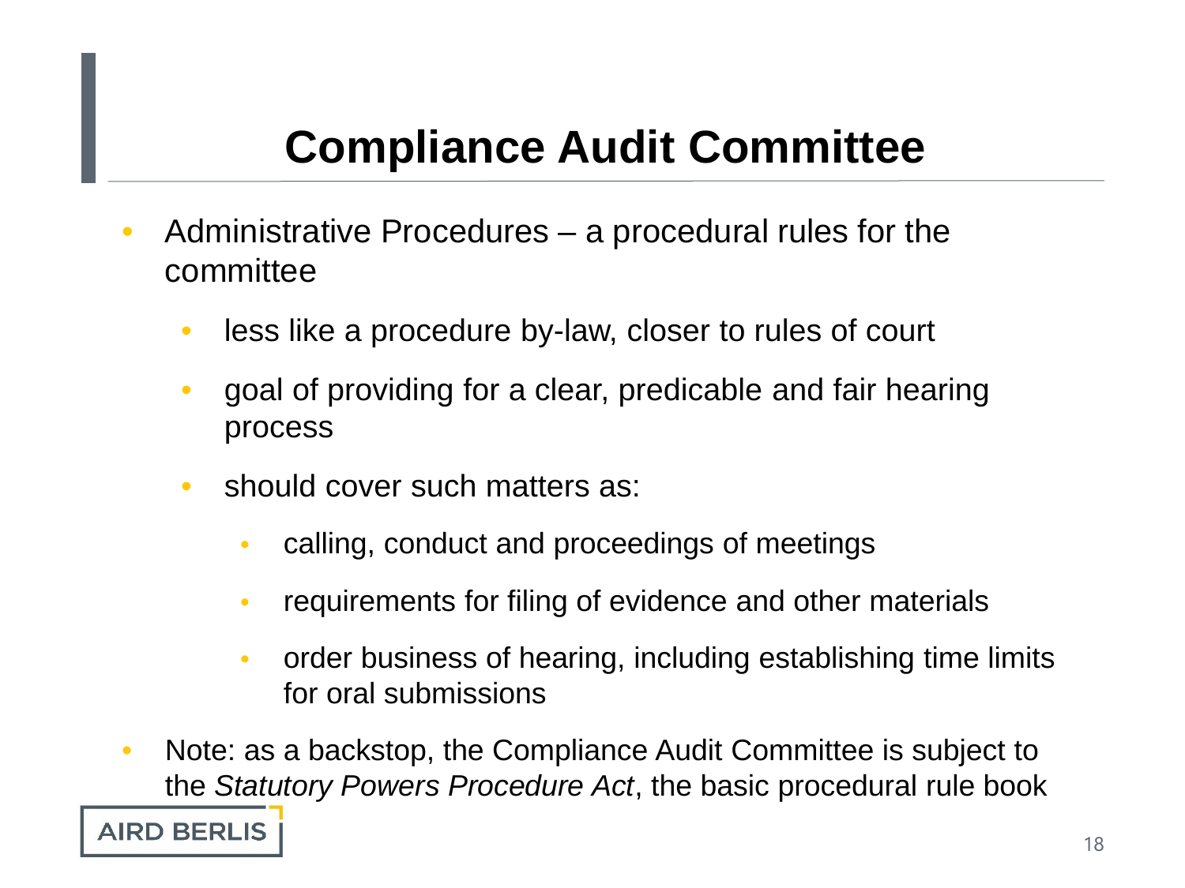# Compliance Audit Committee

- Administrative Procedures – a procedural rules for the committee
  - less like a procedure by-law, closer to rules of court
  - goal of providing for a clear, predicable and fair hearing process
  - should cover such matters as:
    - calling, conduct and proceedings of meetings
    - requirements for filing of evidence and other materials
    - order business of hearing, including establishing time limits for oral submissions
- Note: as a backstop, the Compliance Audit Committee is subject to the *Statutory Powers Procedure Act*, the basic procedural rule book

AIRD BERLIS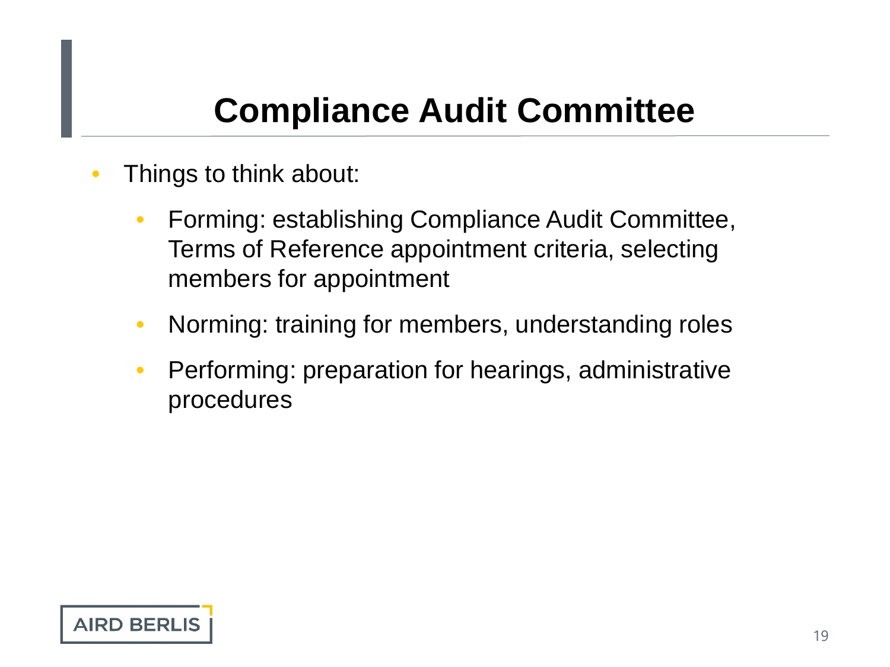# Compliance Audit Committee

- Things to think about:
  - Forming: establishing Compliance Audit Committee, Terms of Reference appointment criteria, selecting members for appointment
  - Norming: training for members, understanding roles
  - Performing: preparation for hearings, administrative procedures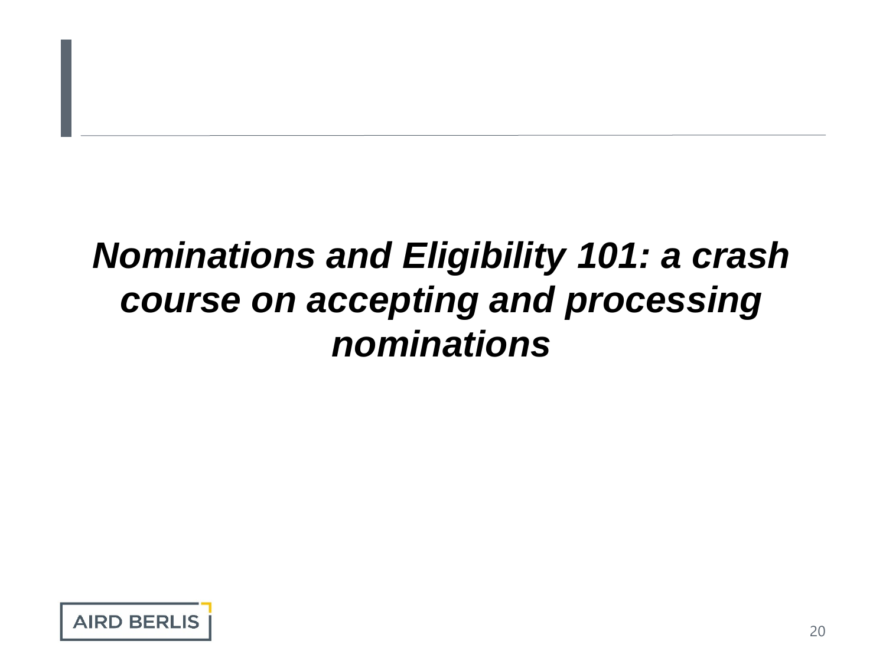***Nominations and Eligibility 101: a crash course on accepting and processing nominations***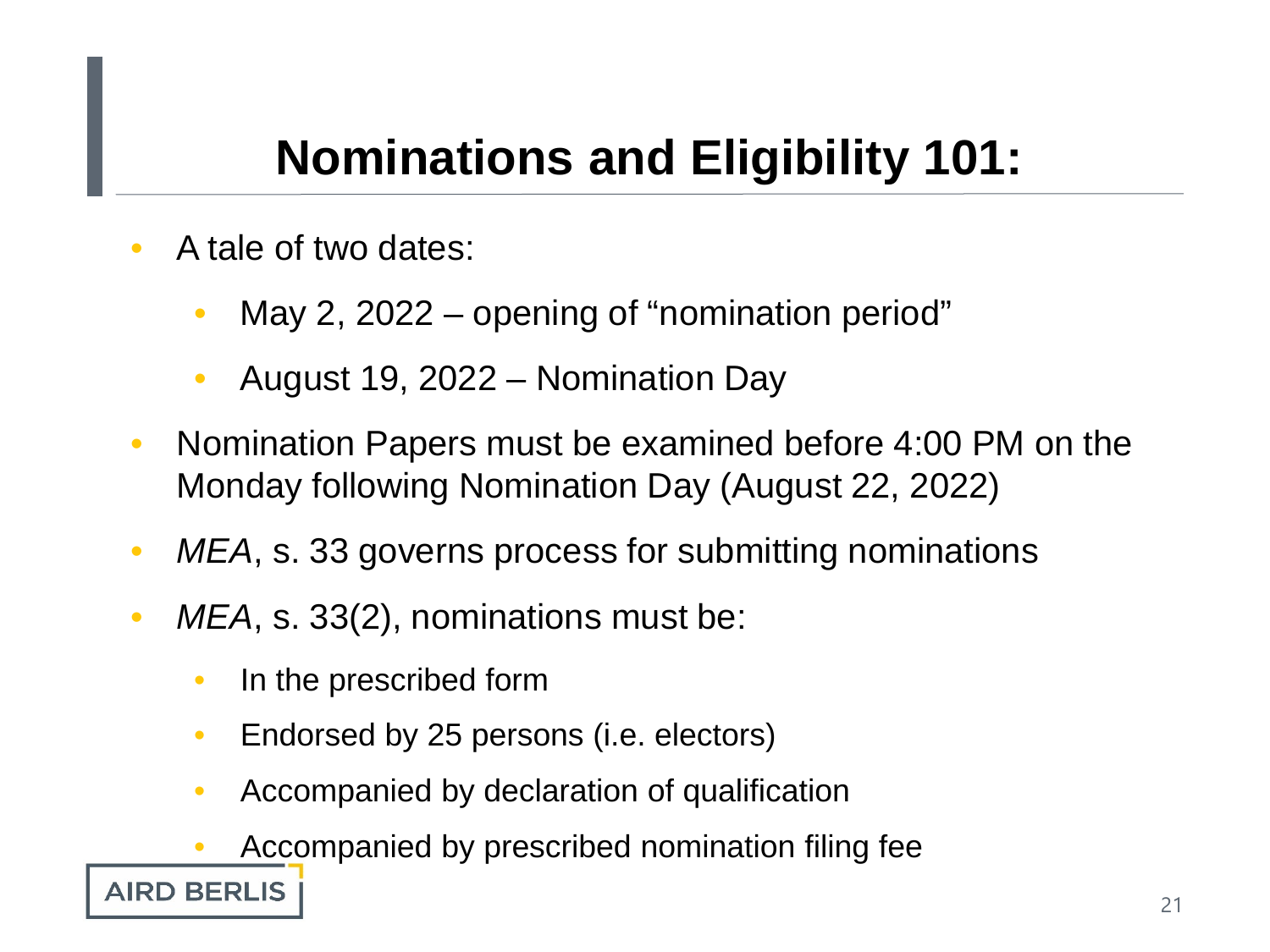# Nominations and Eligibility 101:

- A tale of two dates:
  - May 2, 2022 – opening of "nomination period"
  - August 19, 2022 – Nomination Day
- Nomination Papers must be examined before 4:00 PM on the Monday following Nomination Day (August 22, 2022)
- *MEA*, s. 33 governs process for submitting nominations
- *MEA*, s. 33(2), nominations must be:
  - In the prescribed form
  - Endorsed by 25 persons (i.e. electors)
  - Accompanied by declaration of qualification
  - Accompanied by prescribed nomination filing fee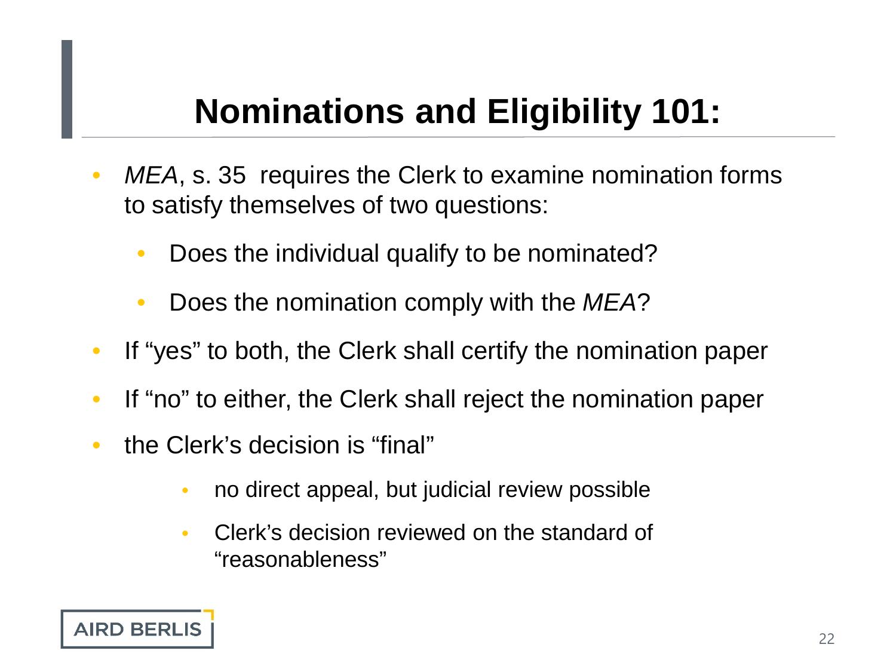# Nominations and Eligibility 101:

- *MEA*, s. 35 requires the Clerk to examine nomination forms to satisfy themselves of two questions:
  - Does the individual qualify to be nominated?
  - Does the nomination comply with the *MEA*?
- If "yes" to both, the Clerk shall certify the nomination paper
- If "no" to either, the Clerk shall reject the nomination paper
- the Clerk's decision is "final"
  - no direct appeal, but judicial review possible
  - Clerk's decision reviewed on the standard of "reasonableness"

AIRD BERLIS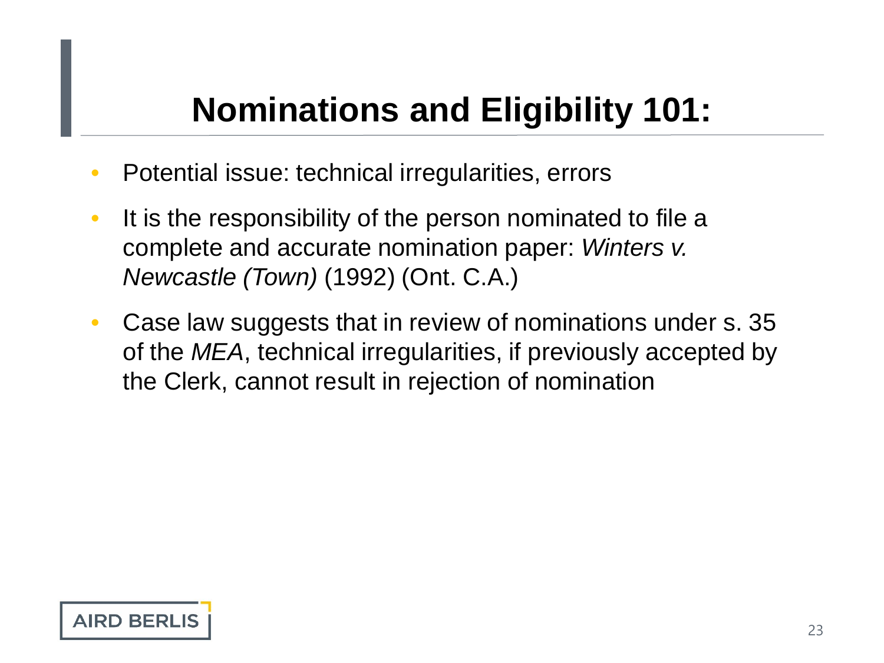# Nominations and Eligibility 101:

- Potential issue: technical irregularities, errors
- It is the responsibility of the person nominated to file a complete and accurate nomination paper: *Winters v. Newcastle (Town)* (1992) (Ont. C.A.)
- Case law suggests that in review of nominations under s. 35 of the *MEA*, technical irregularities, if previously accepted by the Clerk, cannot result in rejection of nomination

AIRD BERLIS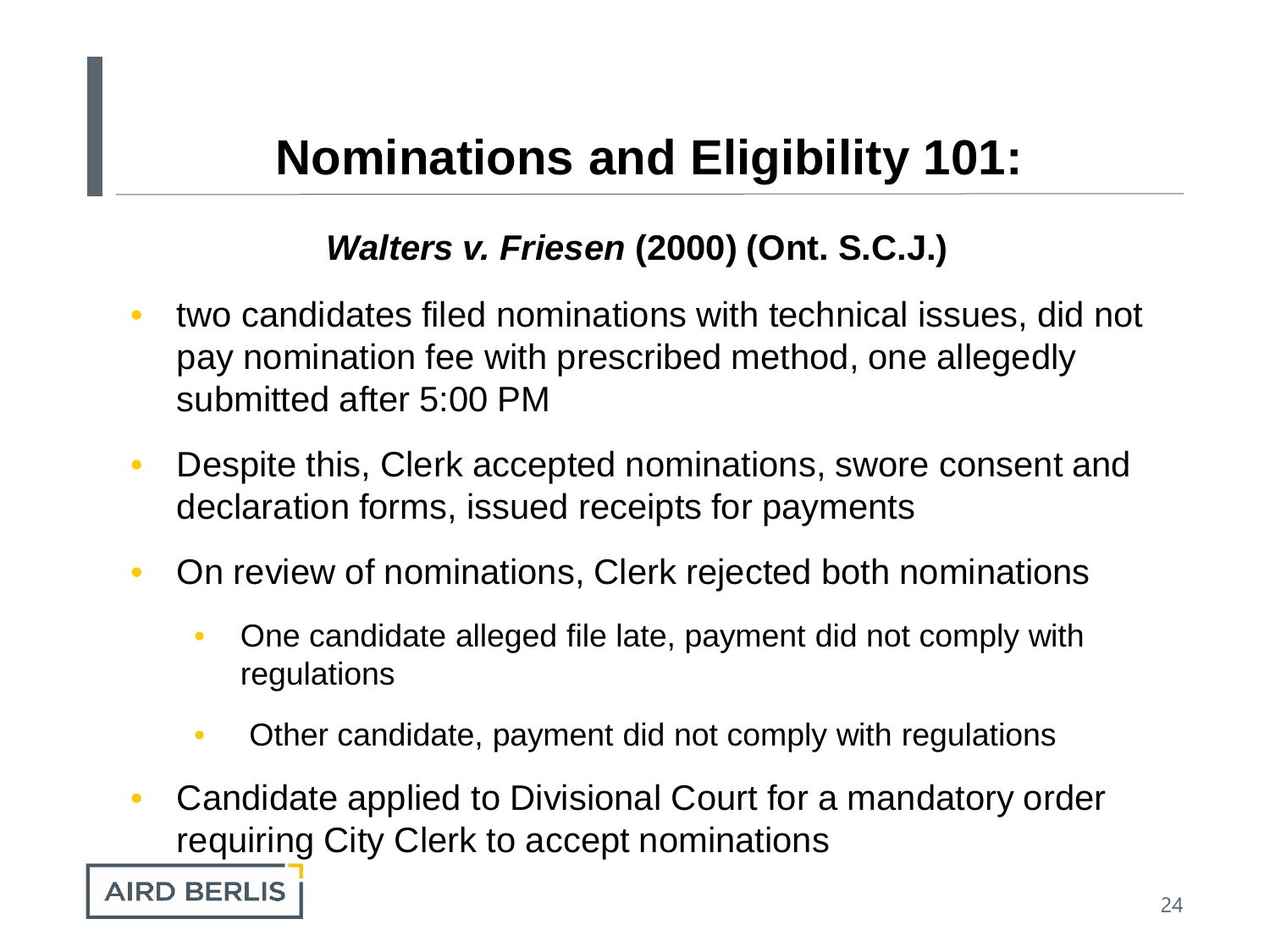# Nominations and Eligibility 101:

***Walters v. Friesen* (2000) (Ont. S.C.J.)**

- two candidates filed nominations with technical issues, did not pay nomination fee with prescribed method, one allegedly submitted after 5:00 PM
- Despite this, Clerk accepted nominations, swore consent and declaration forms, issued receipts for payments
- On review of nominations, Clerk rejected both nominations
  - One candidate alleged file late, payment did not comply with regulations
  - Other candidate, payment did not comply with regulations
- Candidate applied to Divisional Court for a mandatory order requiring City Clerk to accept nominations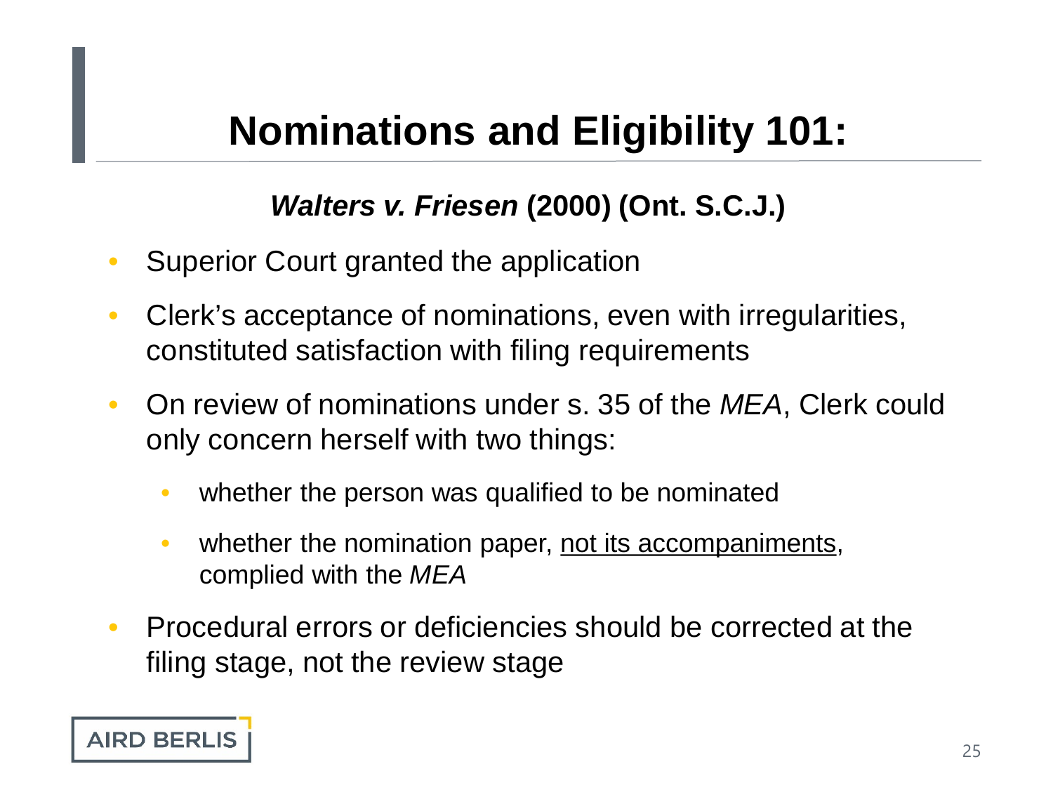# Nominations and Eligibility 101:

***Walters v. Friesen* (2000) (Ont. S.C.J.)**

- Superior Court granted the application
- Clerk's acceptance of nominations, even with irregularities, constituted satisfaction with filing requirements
- On review of nominations under s. 35 of the *MEA*, Clerk could only concern herself with two things:
  - whether the person was qualified to be nominated
  - whether the nomination paper, <u>not its accompaniments</u>, complied with the *MEA*
- Procedural errors or deficiencies should be corrected at the filing stage, not the review stage

AIRD BERLIS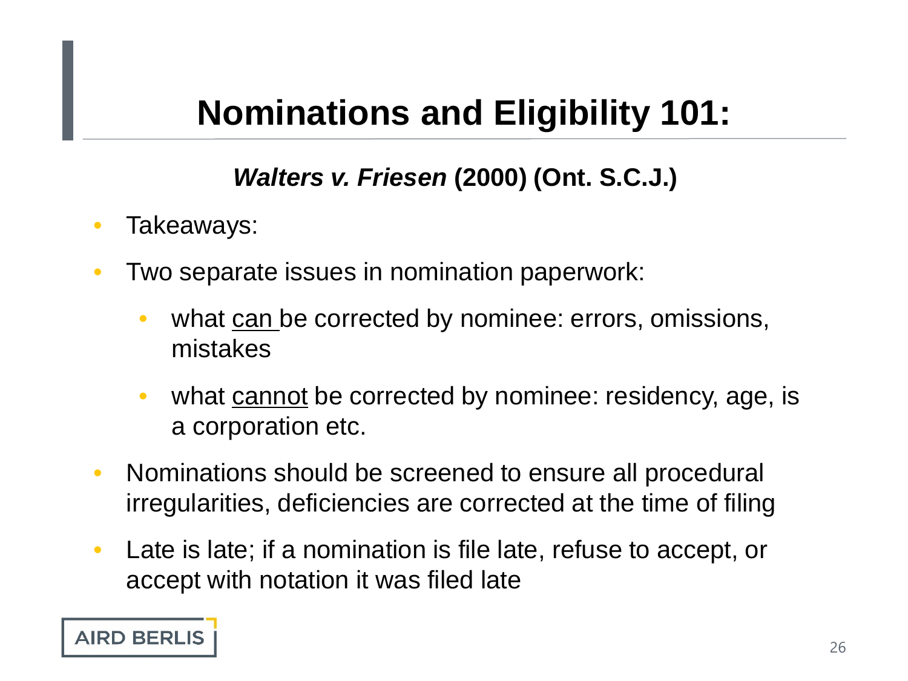# Nominations and Eligibility 101:

***Walters v. Friesen*** **(2000) (Ont. S.C.J.)**

- Takeaways:
- Two separate issues in nomination paperwork:
  - what <u>can</u> be corrected by nominee: errors, omissions, mistakes
  - what <u>cannot</u> be corrected by nominee: residency, age, is a corporation etc.
- Nominations should be screened to ensure all procedural irregularities, deficiencies are corrected at the time of filing
- Late is late; if a nomination is file late, refuse to accept, or accept with notation it was filed late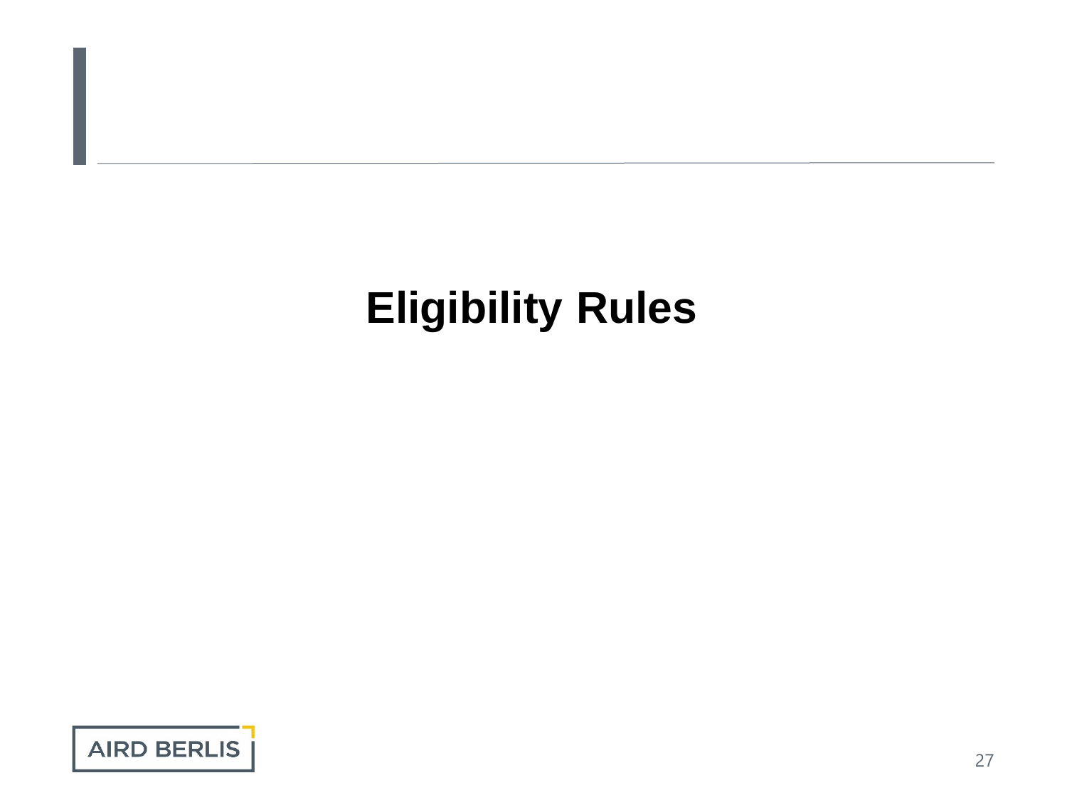# Eligibility Rules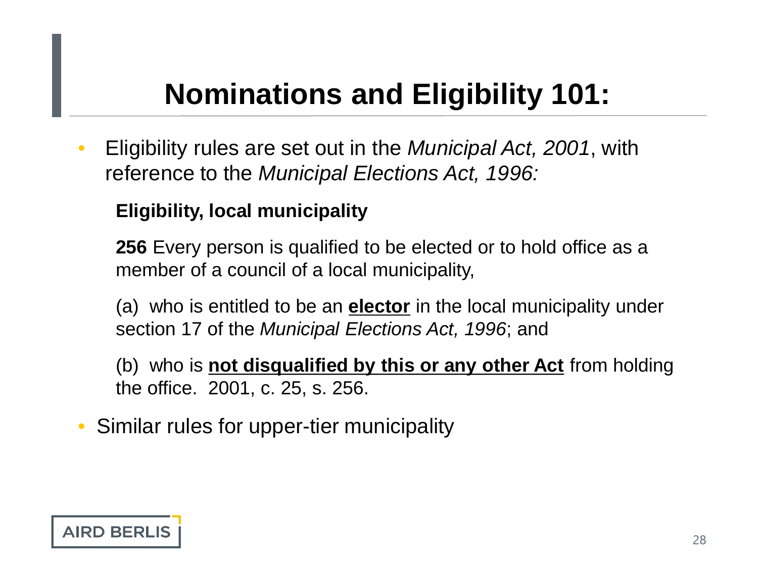# Nominations and Eligibility 101:

- Eligibility rules are set out in the *Municipal Act, 2001*, with reference to the *Municipal Elections Act, 1996:*

  **Eligibility, local municipality**

  **256** Every person is qualified to be elected or to hold office as a member of a council of a local municipality,

  (a) who is entitled to be an **elector** in the local municipality under section 17 of the *Municipal Elections Act, 1996*; and

  (b) who is **not disqualified by this or any other Act** from holding the office. 2001, c. 25, s. 256.

- Similar rules for upper-tier municipality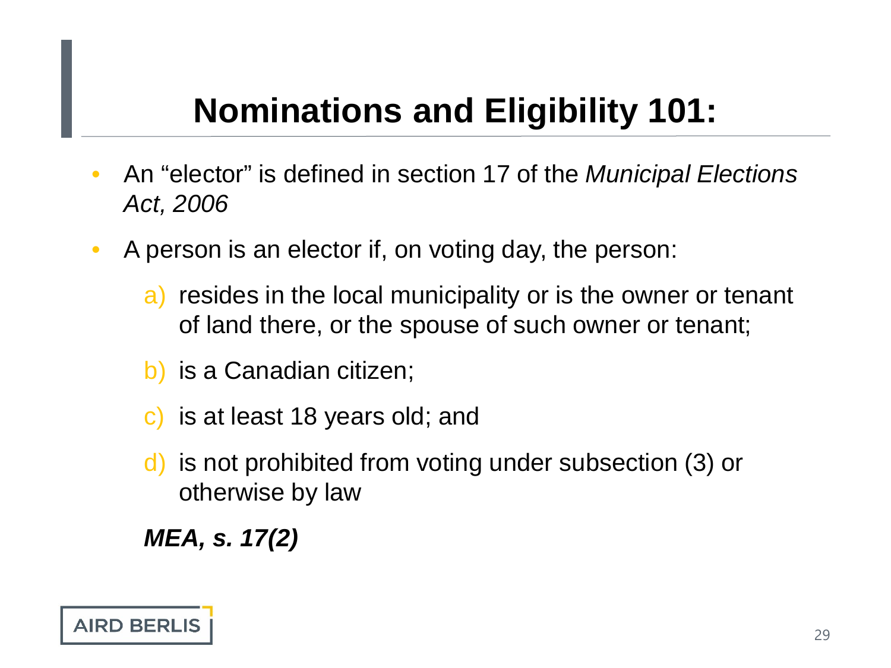# Nominations and Eligibility 101:

- An "elector" is defined in section 17 of the *Municipal Elections Act, 2006*
- A person is an elector if, on voting day, the person:
  a) resides in the local municipality or is the owner or tenant of land there, or the spouse of such owner or tenant;
  b) is a Canadian citizen;
  c) is at least 18 years old; and
  d) is not prohibited from voting under subsection (3) or otherwise by law

  ***MEA, s. 17(2)***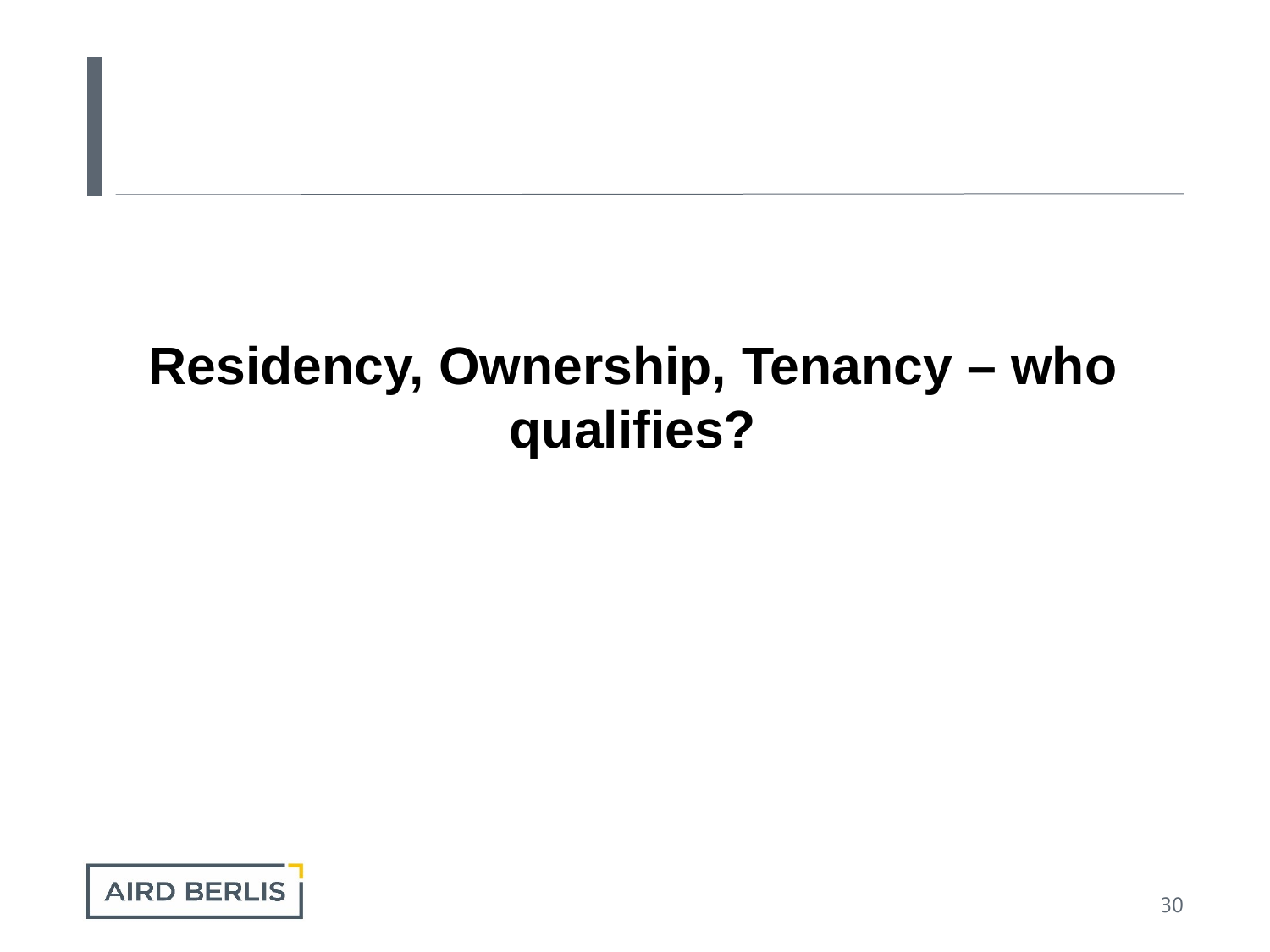# Residency, Ownership, Tenancy – who qualifies?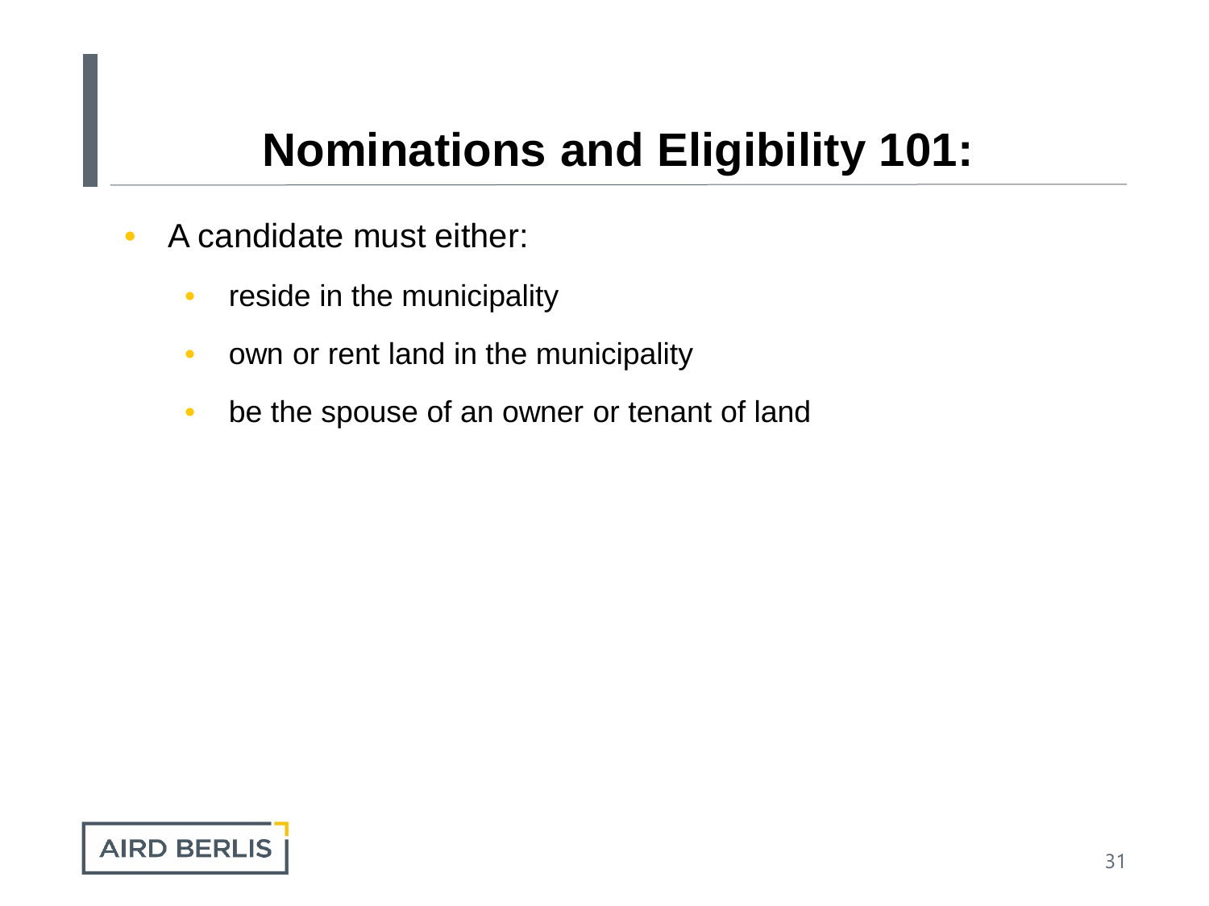# Nominations and Eligibility 101:

- A candidate must either:
  - reside in the municipality
  - own or rent land in the municipality
  - be the spouse of an owner or tenant of land

AIRD BERLIS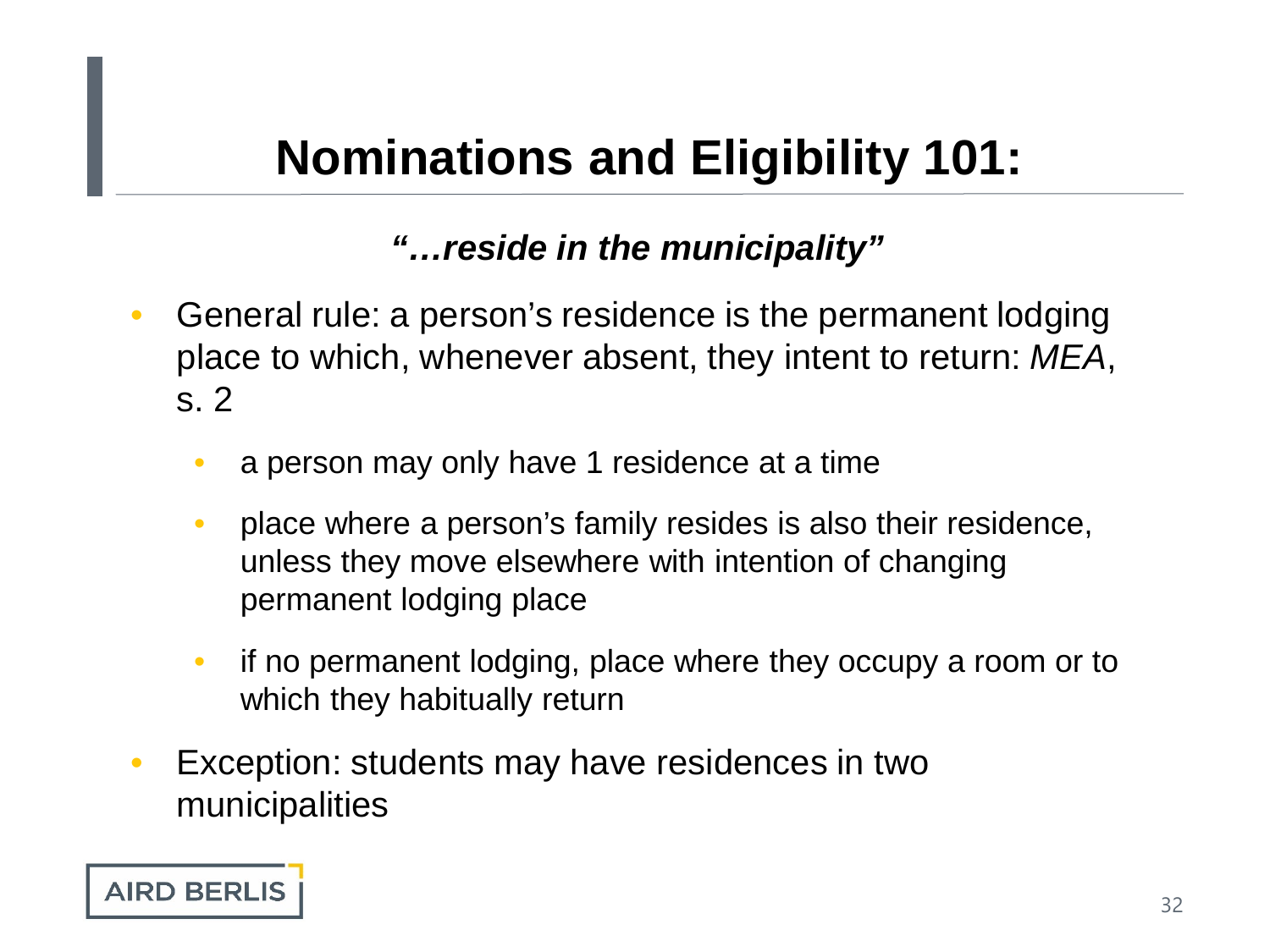# Nominations and Eligibility 101:

***"…reside in the municipality"***

- General rule: a person's residence is the permanent lodging place to which, whenever absent, they intent to return: *MEA*, s. 2
  - a person may only have 1 residence at a time
  - place where a person's family resides is also their residence, unless they move elsewhere with intention of changing permanent lodging place
  - if no permanent lodging, place where they occupy a room or to which they habitually return
- Exception: students may have residences in two municipalities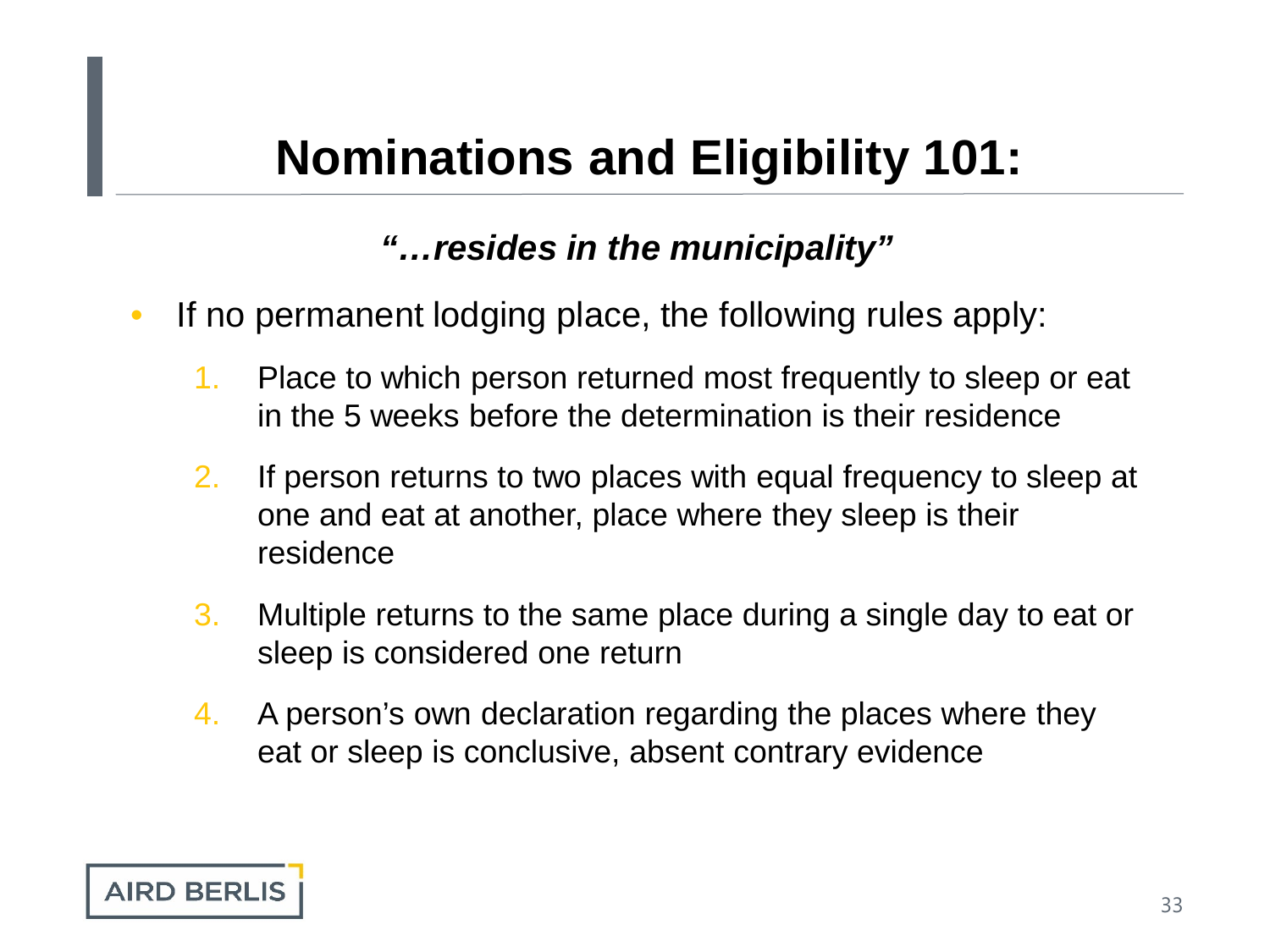# Nominations and Eligibility 101:

***"…resides in the municipality"***

- If no permanent lodging place, the following rules apply:
  1. Place to which person returned most frequently to sleep or eat in the 5 weeks before the determination is their residence
  2. If person returns to two places with equal frequency to sleep at one and eat at another, place where they sleep is their residence
  3. Multiple returns to the same place during a single day to eat or sleep is considered one return
  4. A person's own declaration regarding the places where they eat or sleep is conclusive, absent contrary evidence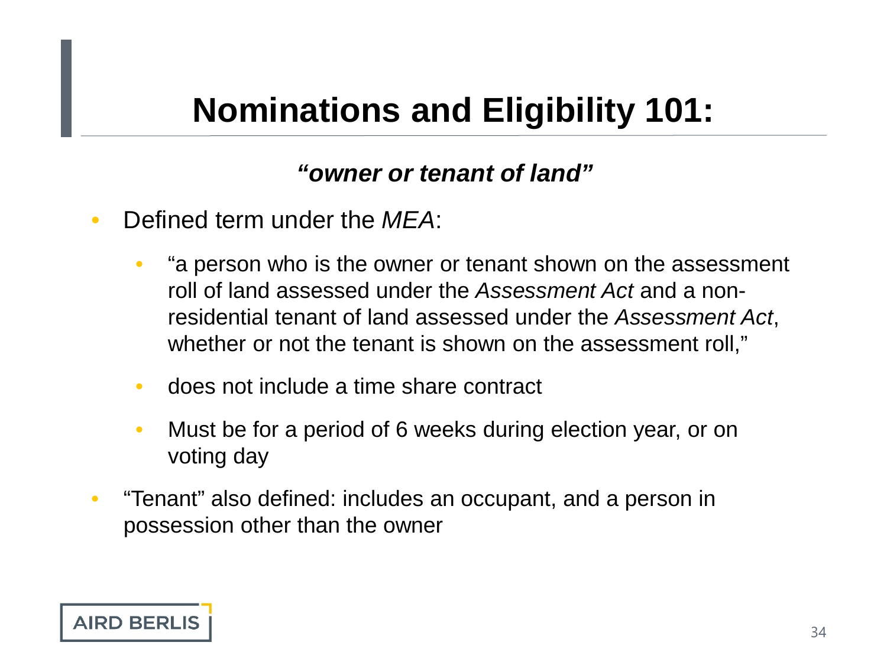# Nominations and Eligibility 101:

***"owner or tenant of land"***

- Defined term under the *MEA*:
  - "a person who is the owner or tenant shown on the assessment roll of land assessed under the *Assessment Act* and a non-residential tenant of land assessed under the *Assessment Act*, whether or not the tenant is shown on the assessment roll,"
  - does not include a time share contract
  - Must be for a period of 6 weeks during election year, or on voting day
- "Tenant" also defined: includes an occupant, and a person in possession other than the owner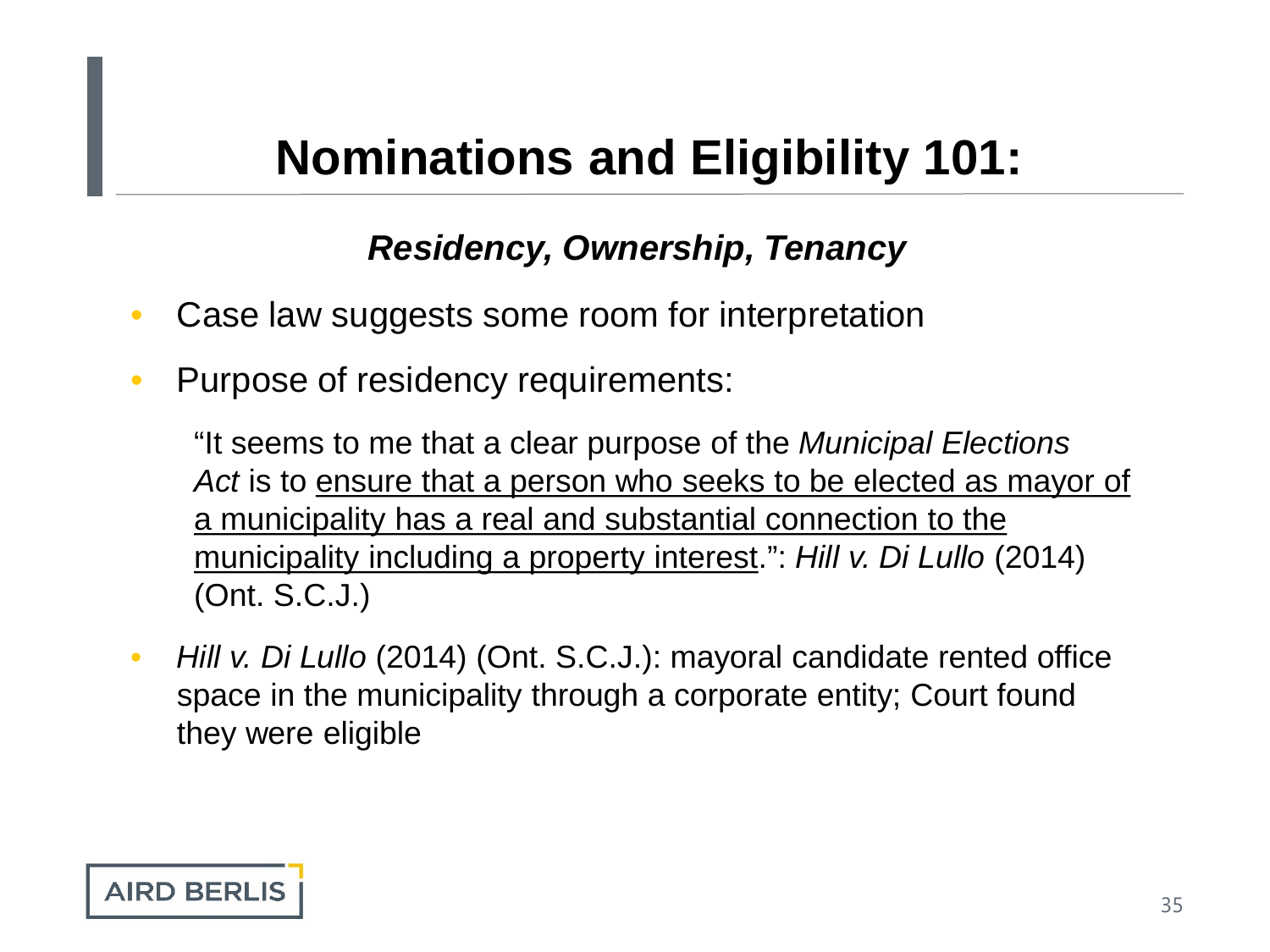# Nominations and Eligibility 101:

### *Residency, Ownership, Tenancy*

- Case law suggests some room for interpretation
- Purpose of residency requirements:

  "It seems to me that a clear purpose of the *Municipal Elections Act* is to <u>ensure that a person who seeks to be elected as mayor of a municipality has a real and substantial connection to the municipality including a property interest</u>.": *Hill v. Di Lullo* (2014) (Ont. S.C.J.)

- *Hill v. Di Lullo* (2014) (Ont. S.C.J.): mayoral candidate rented office space in the municipality through a corporate entity; Court found they were eligible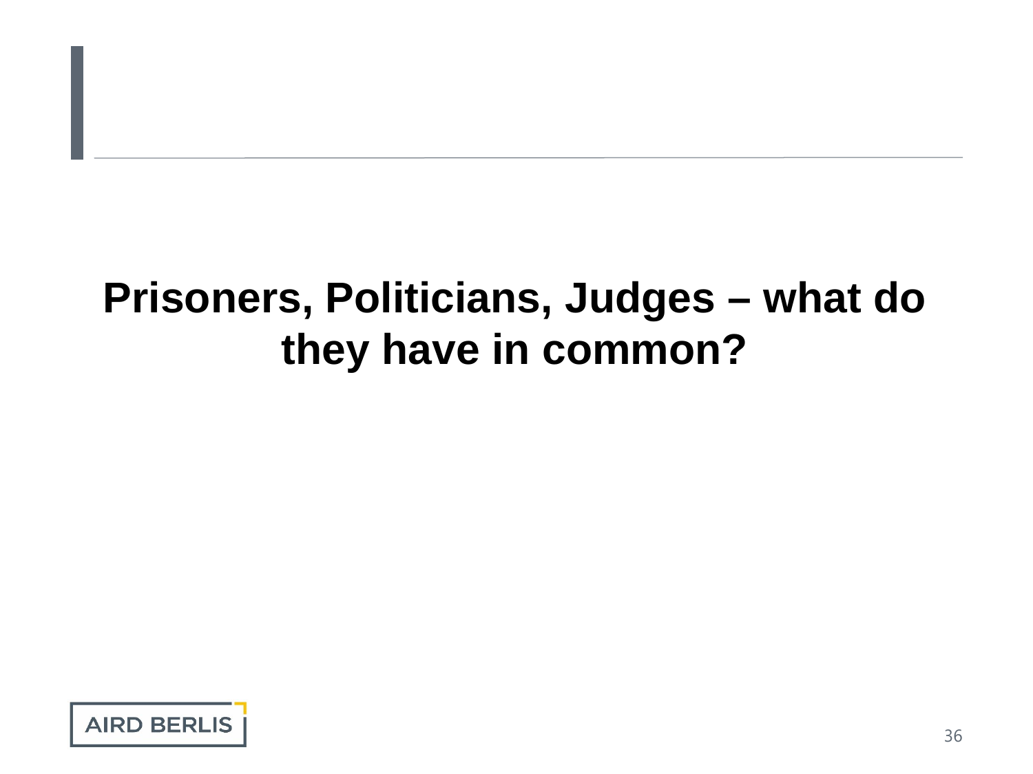# Prisoners, Politicians, Judges – what do they have in common?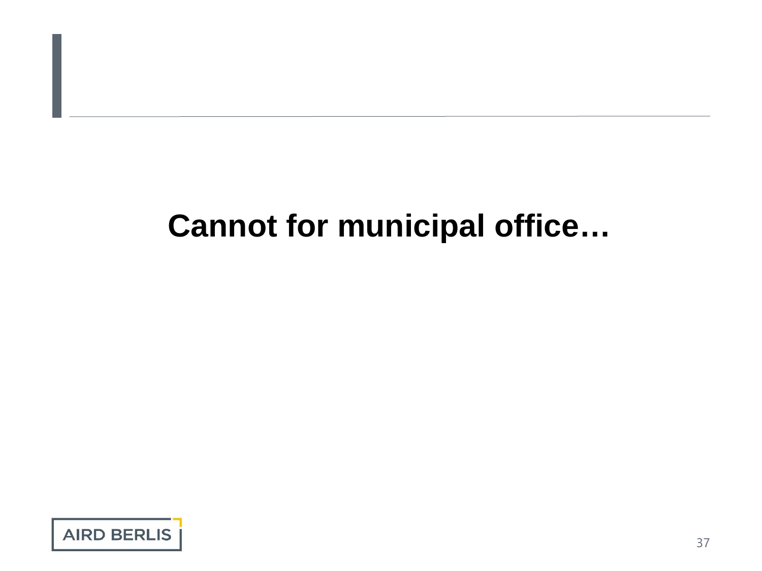**Cannot for municipal office…**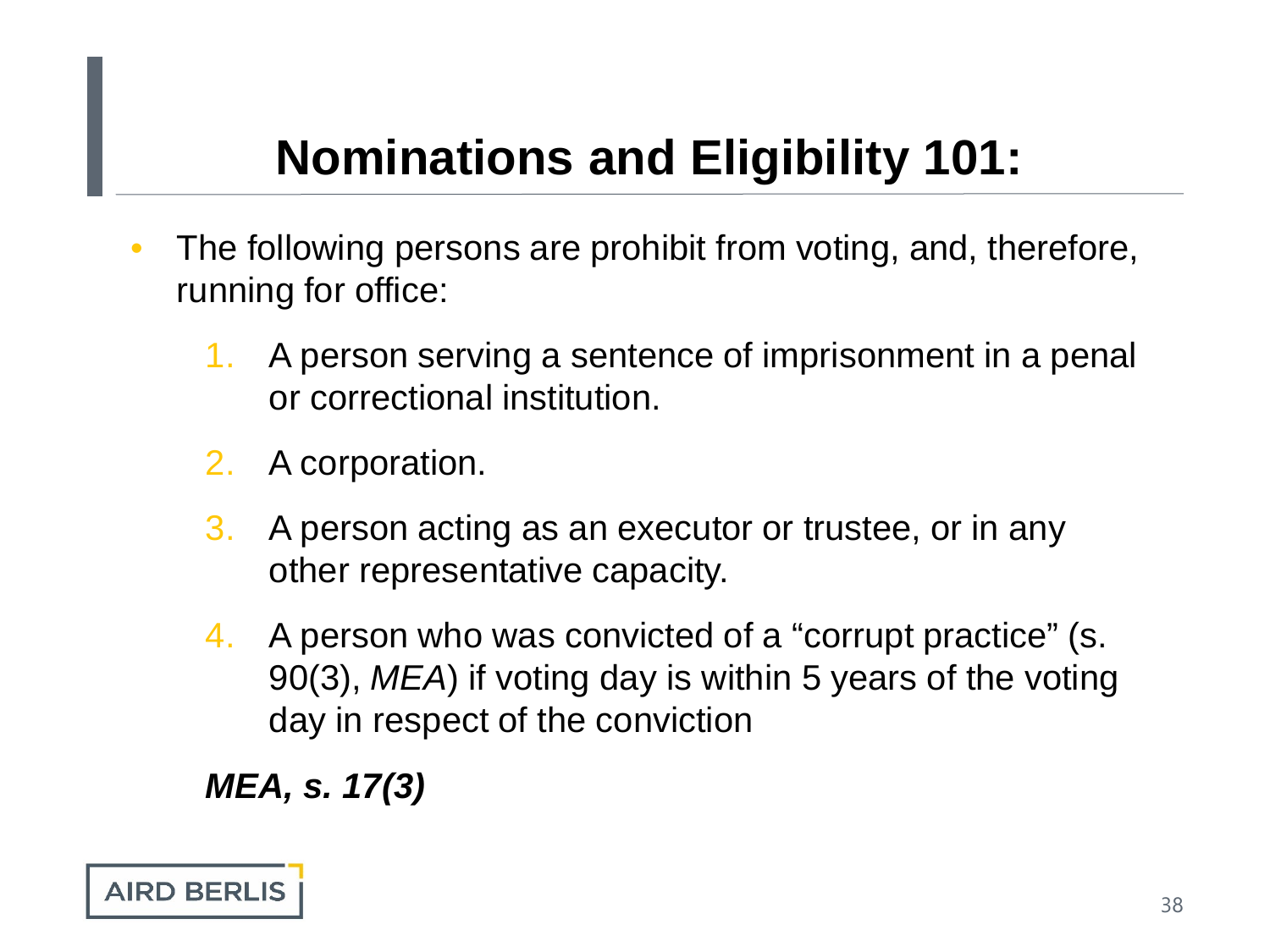# Nominations and Eligibility 101:

- The following persons are prohibit from voting, and, therefore, running for office:

   1. A person serving a sentence of imprisonment in a penal or correctional institution.
   2. A corporation.
   3. A person acting as an executor or trustee, or in any other representative capacity.
   4. A person who was convicted of a "corrupt practice" (s. 90(3), *MEA*) if voting day is within 5 years of the voting day in respect of the conviction

***MEA, s. 17(3)***

AIRD BERLIS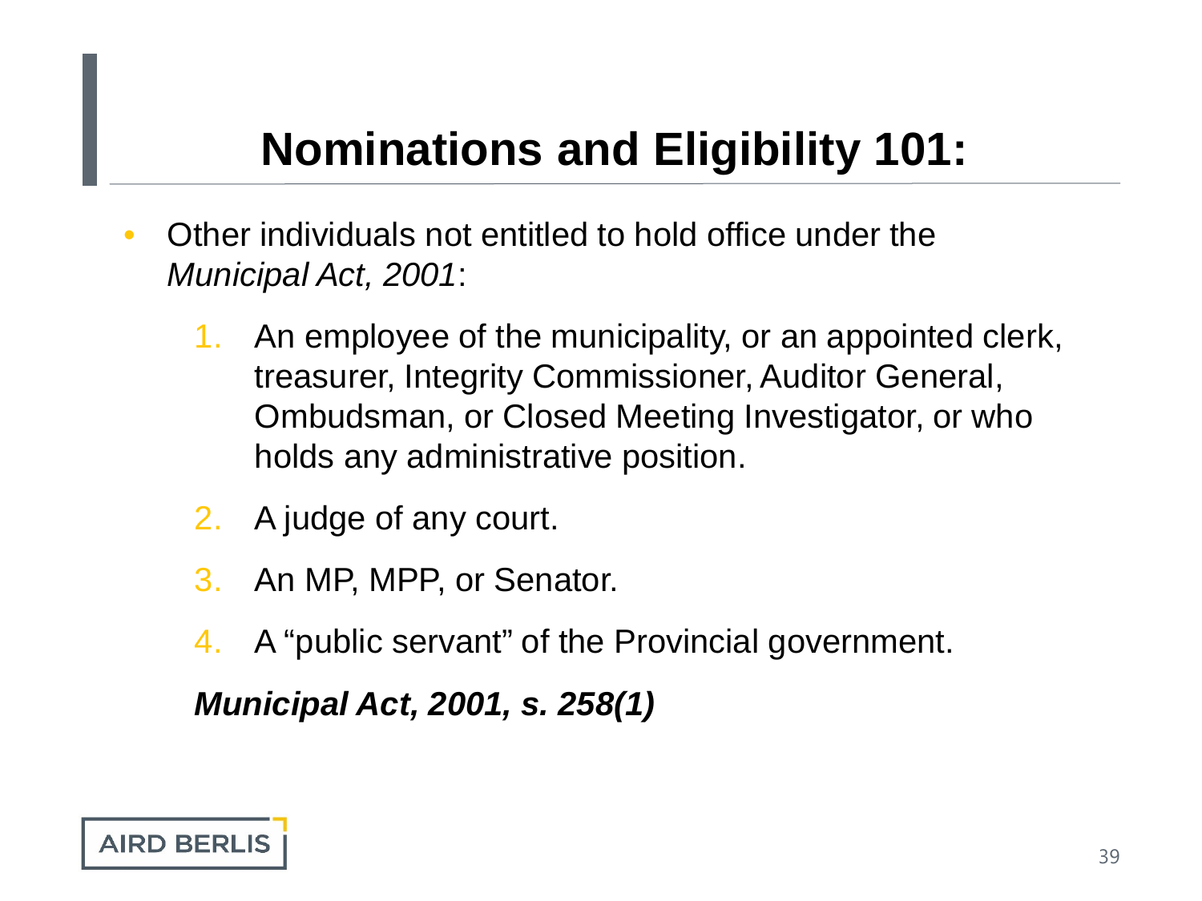# Nominations and Eligibility 101:

- Other individuals not entitled to hold office under the *Municipal Act, 2001*:

  1. An employee of the municipality, or an appointed clerk, treasurer, Integrity Commissioner, Auditor General, Ombudsman, or Closed Meeting Investigator, or who holds any administrative position.
  2. A judge of any court.
  3. An MP, MPP, or Senator.
  4. A "public servant" of the Provincial government.

  ***Municipal Act, 2001, s. 258(1)***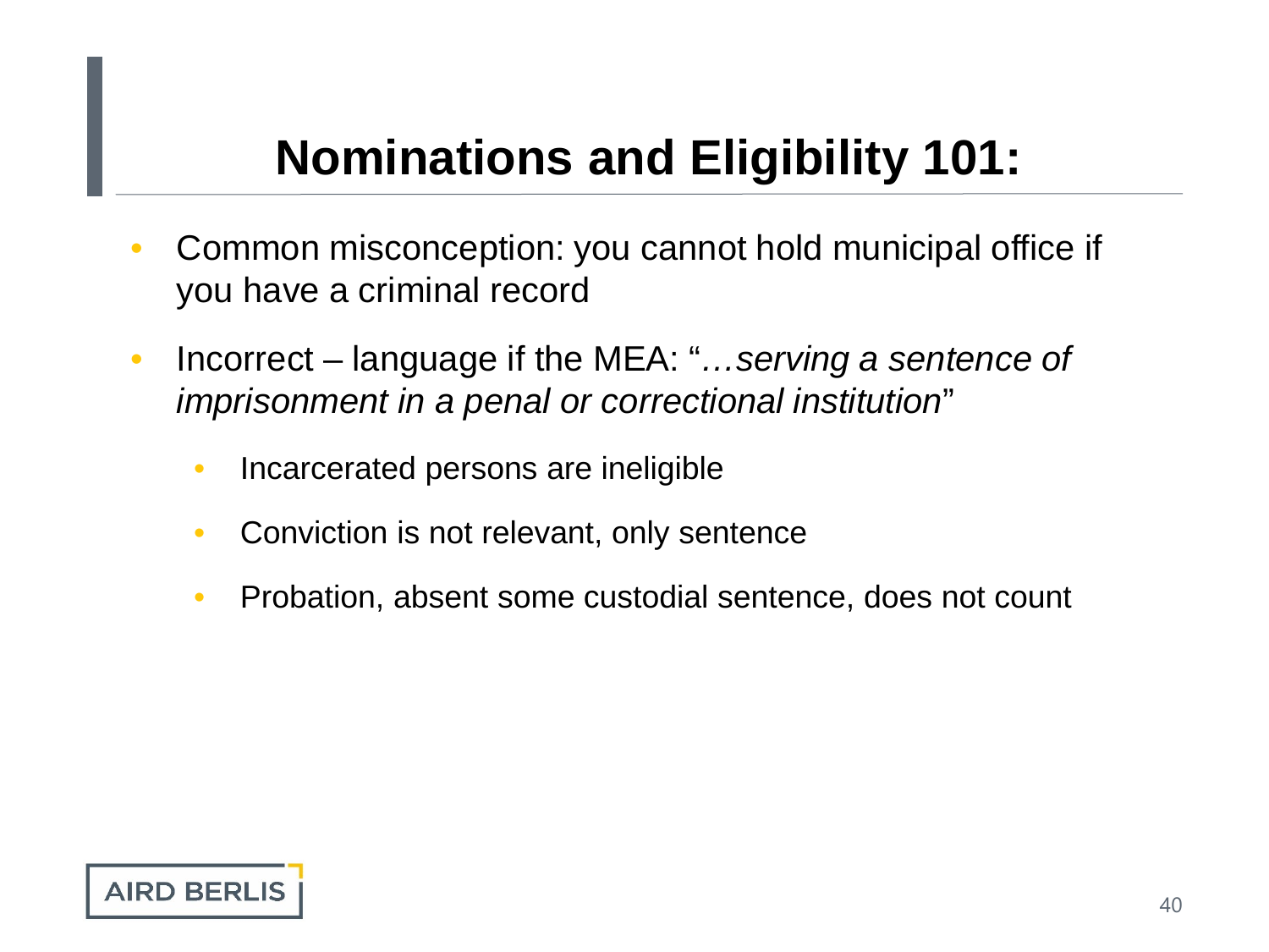# Nominations and Eligibility 101:

- Common misconception: you cannot hold municipal office if you have a criminal record
- Incorrect – language if the MEA: "*…serving a sentence of imprisonment in a penal or correctional institution*"
  - Incarcerated persons are ineligible
  - Conviction is not relevant, only sentence
  - Probation, absent some custodial sentence, does not count

AIRD BERLIS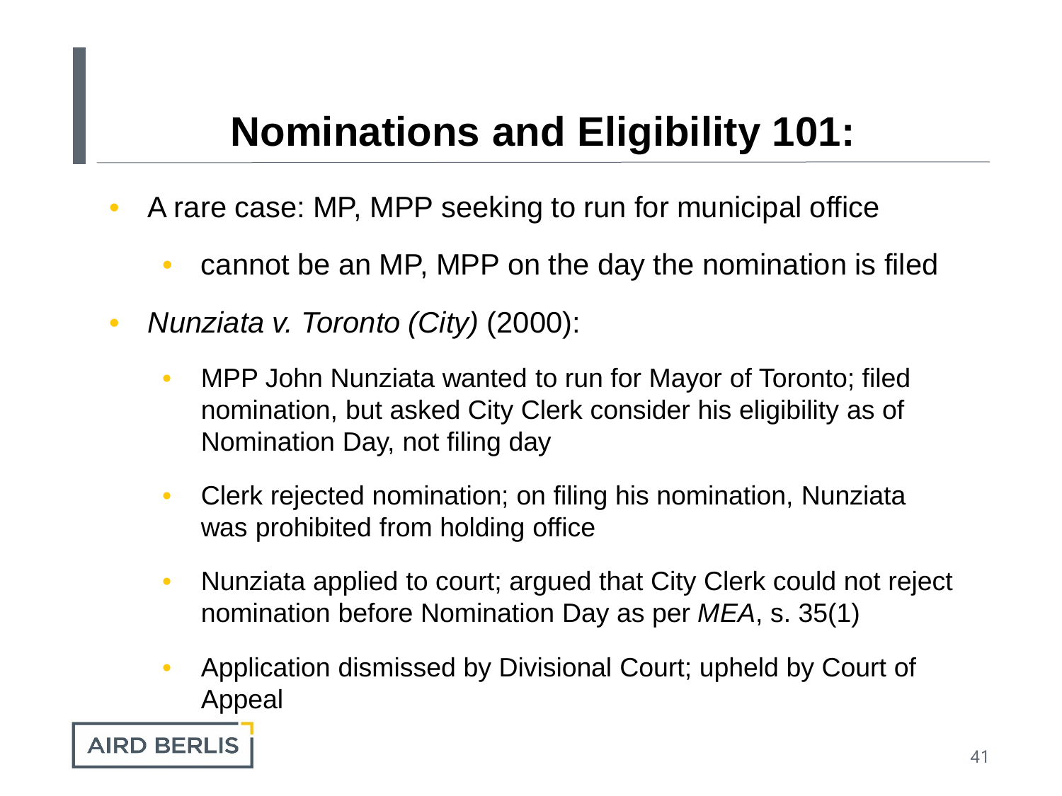# Nominations and Eligibility 101:

- A rare case: MP, MPP seeking to run for municipal office
  - cannot be an MP, MPP on the day the nomination is filed
- *Nunziata v. Toronto (City)* (2000):
  - MPP John Nunziata wanted to run for Mayor of Toronto; filed nomination, but asked City Clerk consider his eligibility as of Nomination Day, not filing day
  - Clerk rejected nomination; on filing his nomination, Nunziata was prohibited from holding office
  - Nunziata applied to court; argued that City Clerk could not reject nomination before Nomination Day as per *MEA*, s. 35(1)
  - Application dismissed by Divisional Court; upheld by Court of Appeal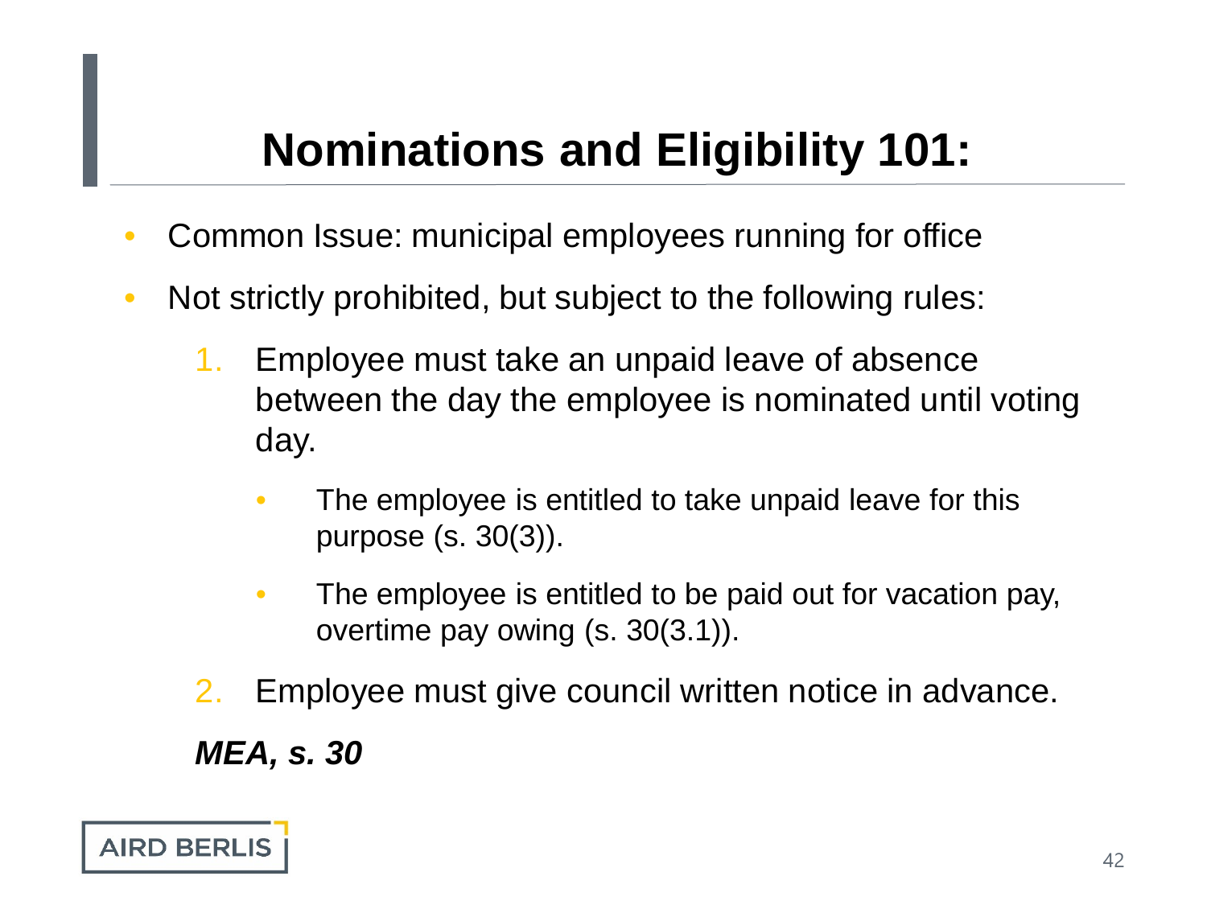# Nominations and Eligibility 101:

- Common Issue: municipal employees running for office
- Not strictly prohibited, but subject to the following rules:
  1. Employee must take an unpaid leave of absence between the day the employee is nominated until voting day.
     - The employee is entitled to take unpaid leave for this purpose (s. 30(3)).
     - The employee is entitled to be paid out for vacation pay, overtime pay owing (s. 30(3.1)).
  2. Employee must give council written notice in advance.

***MEA, s. 30***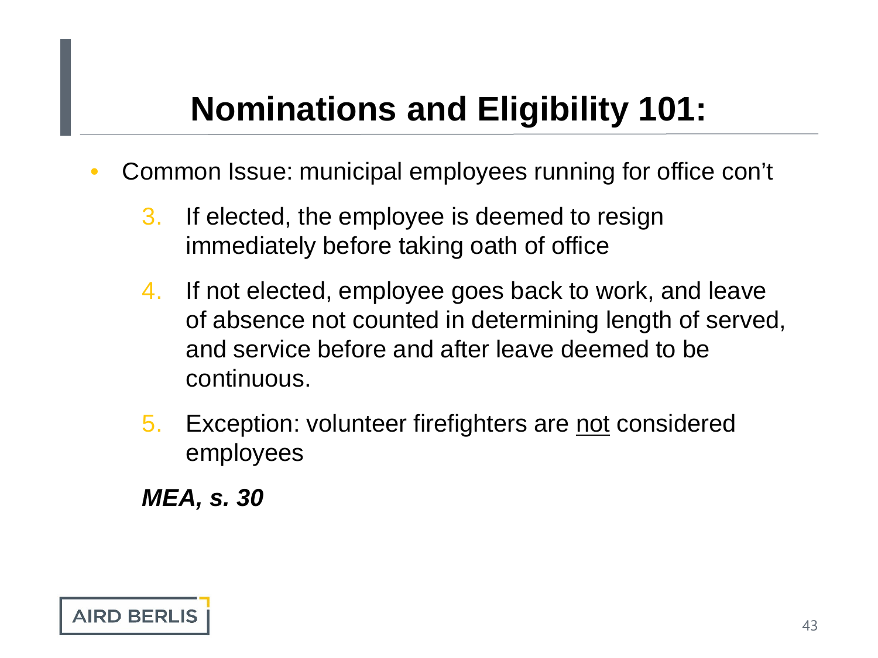# Nominations and Eligibility 101:

- Common Issue: municipal employees running for office con't

  3. If elected, the employee is deemed to resign immediately before taking oath of office
  4. If not elected, employee goes back to work, and leave of absence not counted in determining length of served, and service before and after leave deemed to be continuous.
  5. Exception: volunteer firefighters are <u>not</u> considered employees

  ***MEA, s. 30***

AIRD BERLIS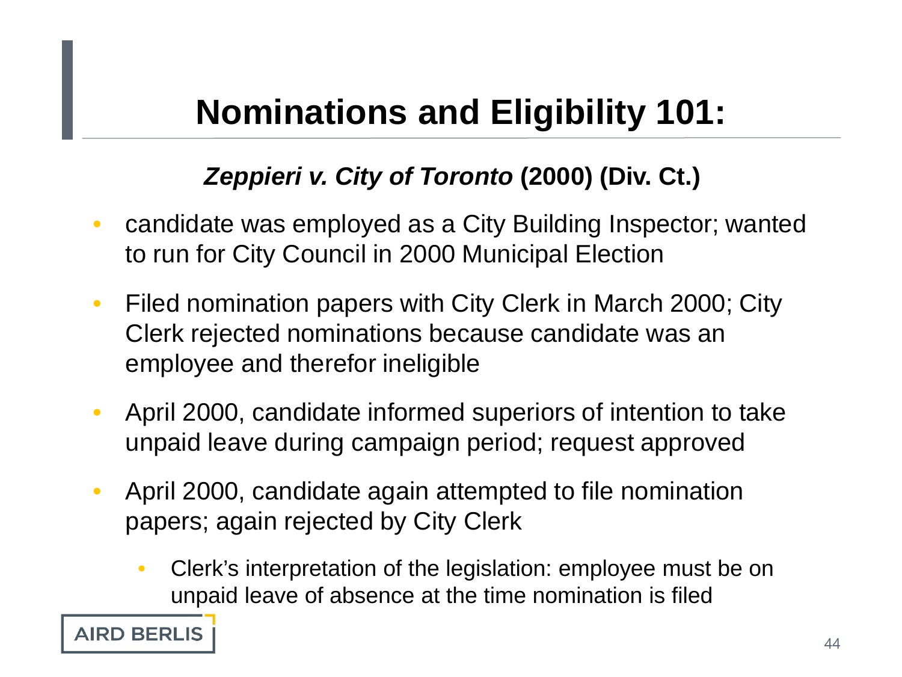# Nominations and Eligibility 101:

### *Zeppieri v. City of Toronto* (2000) (Div. Ct.)

- candidate was employed as a City Building Inspector; wanted to run for City Council in 2000 Municipal Election
- Filed nomination papers with City Clerk in March 2000; City Clerk rejected nominations because candidate was an employee and therefor ineligible
- April 2000, candidate informed superiors of intention to take unpaid leave during campaign period; request approved
- April 2000, candidate again attempted to file nomination papers; again rejected by City Clerk
  - Clerk's interpretation of the legislation: employee must be on unpaid leave of absence at the time nomination is filed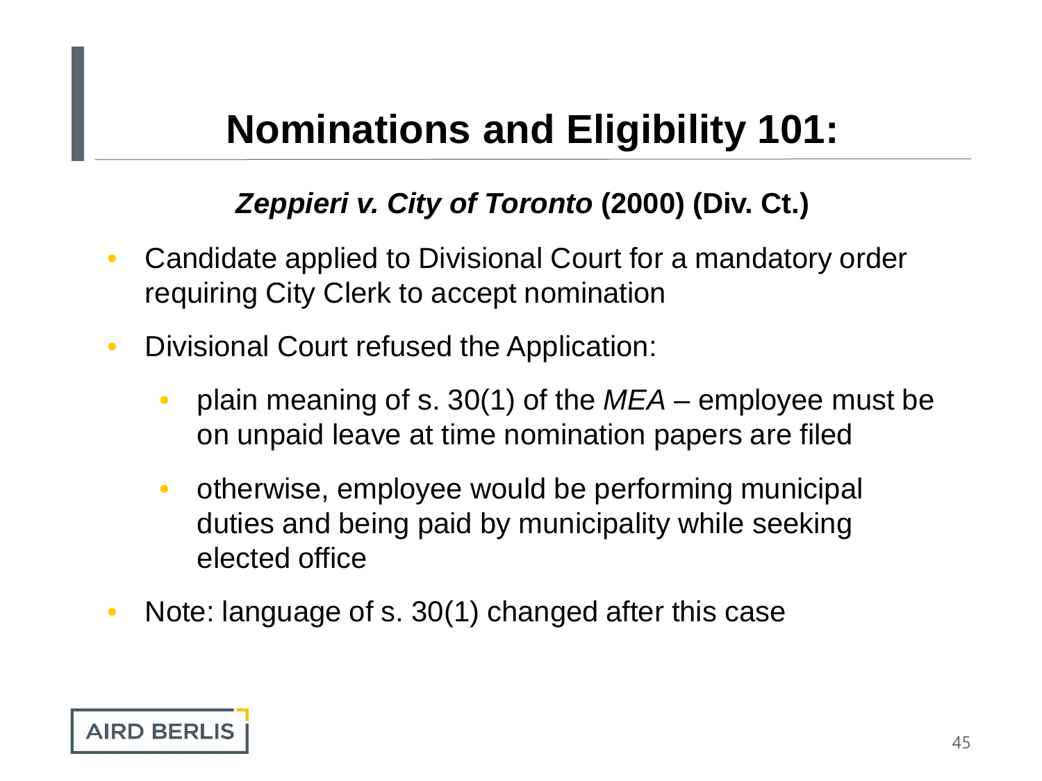# Nominations and Eligibility 101:

***Zeppieri v. City of Toronto* (2000) (Div. Ct.)**

- Candidate applied to Divisional Court for a mandatory order requiring City Clerk to accept nomination
- Divisional Court refused the Application:
  - plain meaning of s. 30(1) of the *MEA* – employee must be on unpaid leave at time nomination papers are filed
  - otherwise, employee would be performing municipal duties and being paid by municipality while seeking elected office
- Note: language of s. 30(1) changed after this case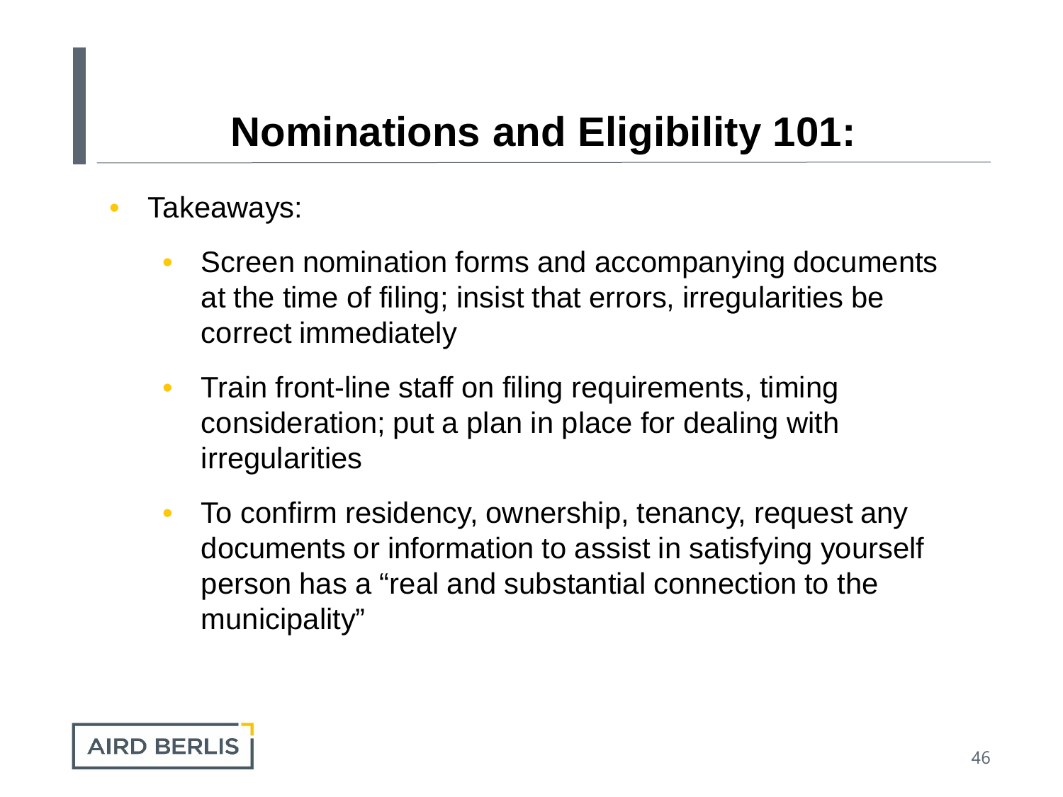# Nominations and Eligibility 101:

- Takeaways:
  - Screen nomination forms and accompanying documents at the time of filing; insist that errors, irregularities be correct immediately
  - Train front-line staff on filing requirements, timing consideration; put a plan in place for dealing with irregularities
  - To confirm residency, ownership, tenancy, request any documents or information to assist in satisfying yourself person has a "real and substantial connection to the municipality"

AIRD BERLIS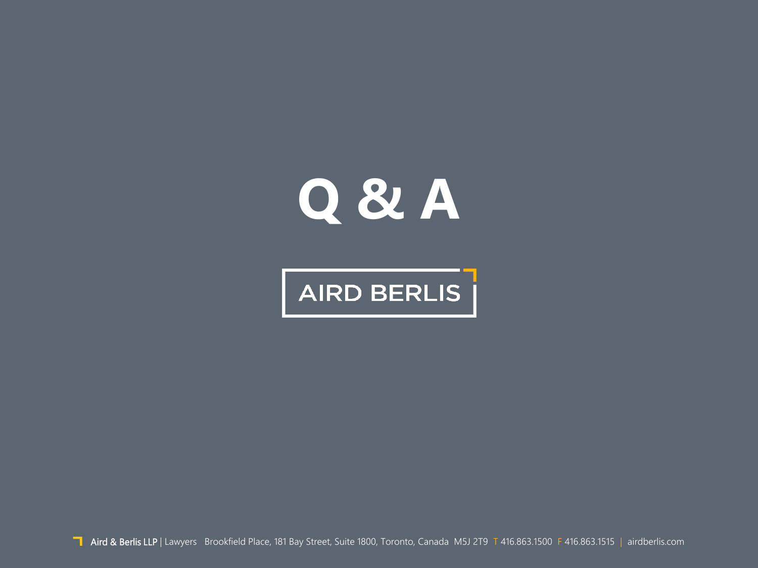# Q & A

AIRD BERLIS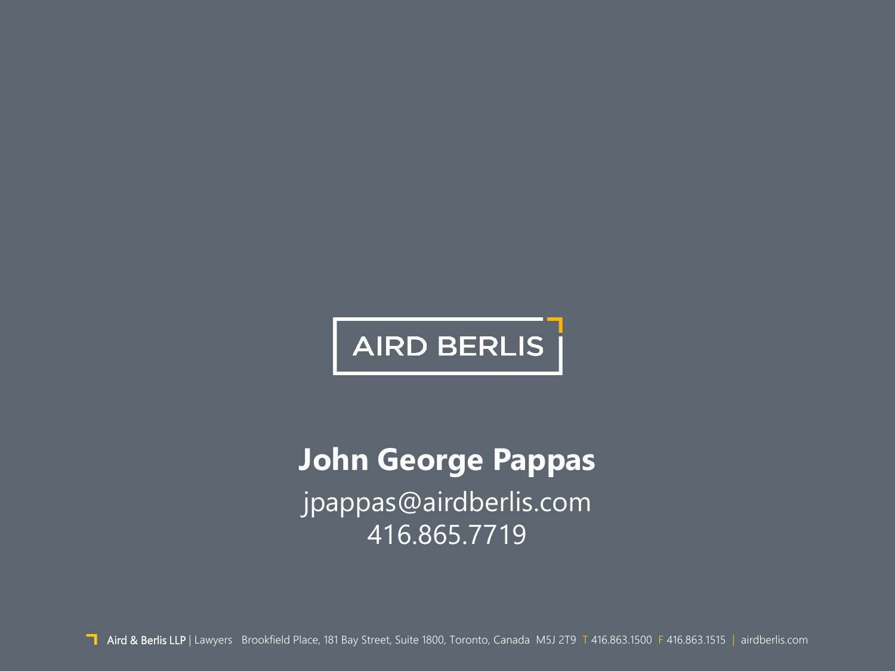AIRD BERLIS

**John George Pappas**

jpappas@airdberlis.com
416.865.7719

**Aird & Berlis LLP** | Lawyers Brookfield Place, 181 Bay Street, Suite 1800, Toronto, Canada M5J 2T9 T 416.863.1500 F 416.863.1515 | airdberlis.com